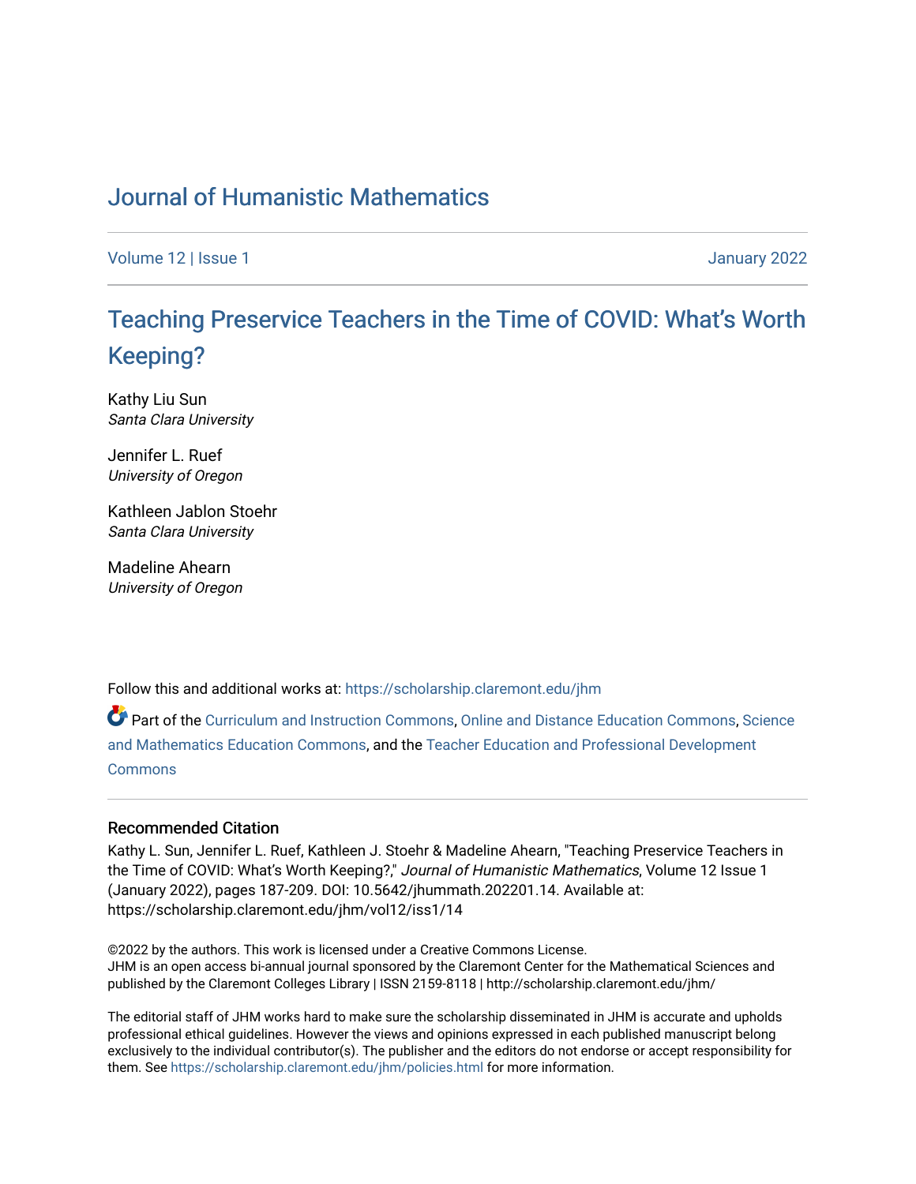# Journal of Humanistic Mathematics

Volume 12 | Issue 1 January 2022

## Teaching Preservice Teachers in the Time of COVID: What's Worth Keeping?

Kathy Liu Sun
*Santa Clara University*

Jennifer L. Ruef
*University of Oregon*

Kathleen Jablon Stoehr
*Santa Clara University*

Madeline Ahearn
*University of Oregon*

Follow this and additional works at: https://scholarship.claremont.edu/jhm

Part of the Curriculum and Instruction Commons, Online and Distance Education Commons, Science and Mathematics Education Commons, and the Teacher Education and Professional Development Commons

### Recommended Citation

Kathy L. Sun, Jennifer L. Ruef, Kathleen J. Stoehr & Madeline Ahearn, "Teaching Preservice Teachers in the Time of COVID: What's Worth Keeping?," *Journal of Humanistic Mathematics*, Volume 12 Issue 1 (January 2022), pages 187-209. DOI: 10.5642/jhummath.202201.14. Available at: https://scholarship.claremont.edu/jhm/vol12/iss1/14

©2022 by the authors. This work is licensed under a Creative Commons License.
JHM is an open access bi-annual journal sponsored by the Claremont Center for the Mathematical Sciences and published by the Claremont Colleges Library | ISSN 2159-8118 | http://scholarship.claremont.edu/jhm/

The editorial staff of JHM works hard to make sure the scholarship disseminated in JHM is accurate and upholds professional ethical guidelines. However the views and opinions expressed in each published manuscript belong exclusively to the individual contributor(s). The publisher and the editors do not endorse or accept responsibility for them. See https://scholarship.claremont.edu/jhm/policies.html for more information.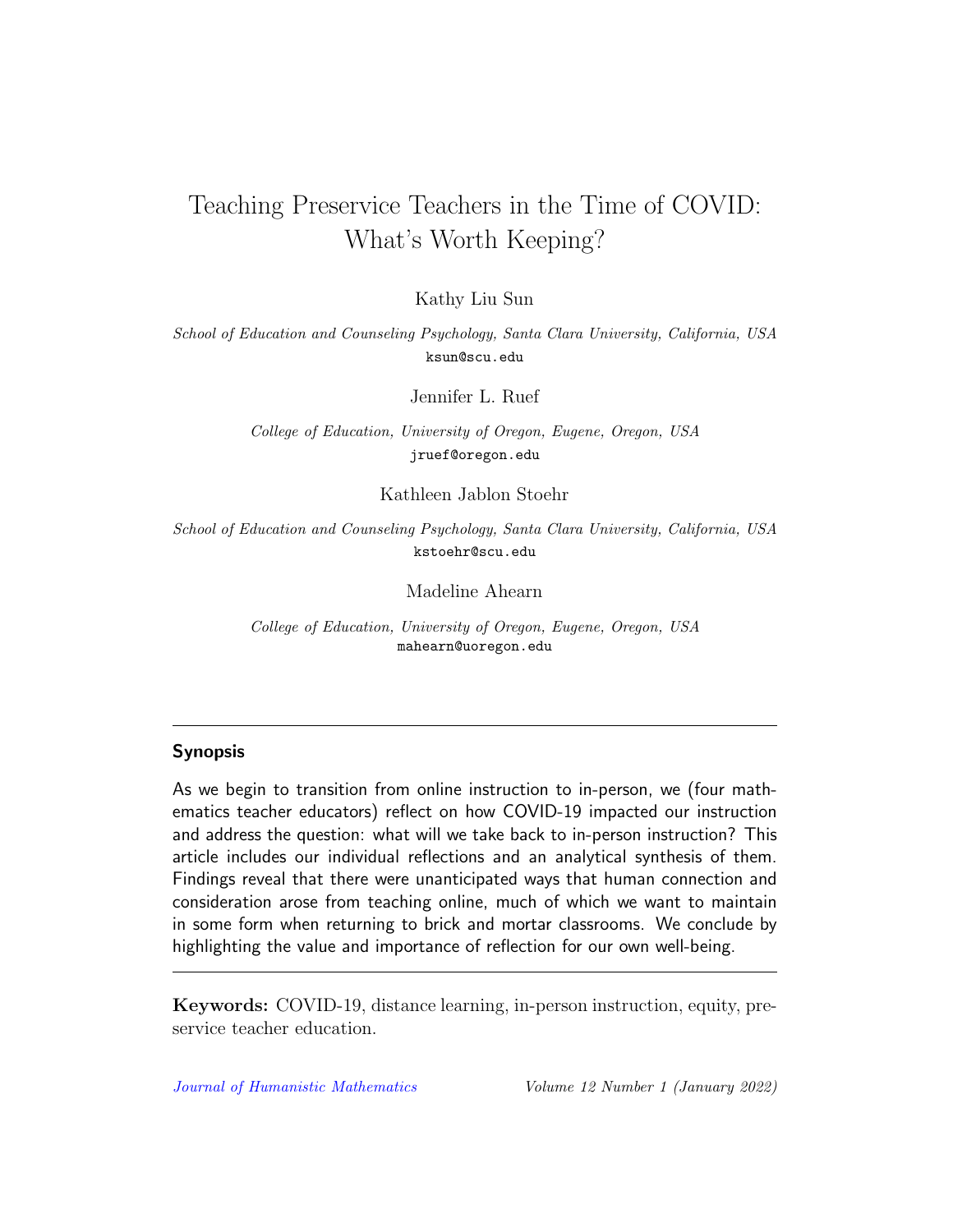# Teaching Preservice Teachers in the Time of COVID: What's Worth Keeping?

Kathy Liu Sun

*School of Education and Counseling Psychology, Santa Clara University, California, USA*
ksun@scu.edu

Jennifer L. Ruef

*College of Education, University of Oregon, Eugene, Oregon, USA*
jruef@oregon.edu

Kathleen Jablon Stoehr

*School of Education and Counseling Psychology, Santa Clara University, California, USA*
kstoehr@scu.edu

Madeline Ahearn

*College of Education, University of Oregon, Eugene, Oregon, USA*
mahearn@uoregon.edu

---

## Synopsis

As we begin to transition from online instruction to in-person, we (four mathematics teacher educators) reflect on how COVID-19 impacted our instruction and address the question: what will we take back to in-person instruction? This article includes our individual reflections and an analytical synthesis of them. Findings reveal that there were unanticipated ways that human connection and consideration arose from teaching online, much of which we want to maintain in some form when returning to brick and mortar classrooms. We conclude by highlighting the value and importance of reflection for our own well-being.

---

**Keywords:** COVID-19, distance learning, in-person instruction, equity, preservice teacher education.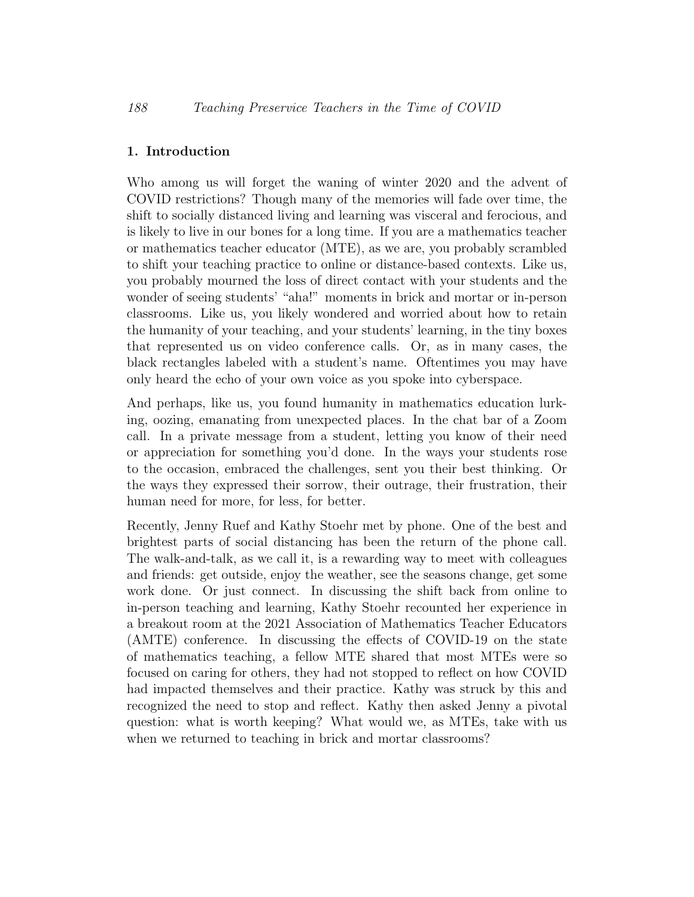## 1. Introduction

Who among us will forget the waning of winter 2020 and the advent of COVID restrictions? Though many of the memories will fade over time, the shift to socially distanced living and learning was visceral and ferocious, and is likely to live in our bones for a long time. If you are a mathematics teacher or mathematics teacher educator (MTE), as we are, you probably scrambled to shift your teaching practice to online or distance-based contexts. Like us, you probably mourned the loss of direct contact with your students and the wonder of seeing students' "aha!" moments in brick and mortar or in-person classrooms. Like us, you likely wondered and worried about how to retain the humanity of your teaching, and your students' learning, in the tiny boxes that represented us on video conference calls. Or, as in many cases, the black rectangles labeled with a student's name. Oftentimes you may have only heard the echo of your own voice as you spoke into cyberspace.

And perhaps, like us, you found humanity in mathematics education lurking, oozing, emanating from unexpected places. In the chat bar of a Zoom call. In a private message from a student, letting you know of their need or appreciation for something you'd done. In the ways your students rose to the occasion, embraced the challenges, sent you their best thinking. Or the ways they expressed their sorrow, their outrage, their frustration, their human need for more, for less, for better.

Recently, Jenny Ruef and Kathy Stoehr met by phone. One of the best and brightest parts of social distancing has been the return of the phone call. The walk-and-talk, as we call it, is a rewarding way to meet with colleagues and friends: get outside, enjoy the weather, see the seasons change, get some work done. Or just connect. In discussing the shift back from online to in-person teaching and learning, Kathy Stoehr recounted her experience in a breakout room at the 2021 Association of Mathematics Teacher Educators (AMTE) conference. In discussing the effects of COVID-19 on the state of mathematics teaching, a fellow MTE shared that most MTEs were so focused on caring for others, they had not stopped to reflect on how COVID had impacted themselves and their practice. Kathy was struck by this and recognized the need to stop and reflect. Kathy then asked Jenny a pivotal question: what is worth keeping? What would we, as MTEs, take with us when we returned to teaching in brick and mortar classrooms?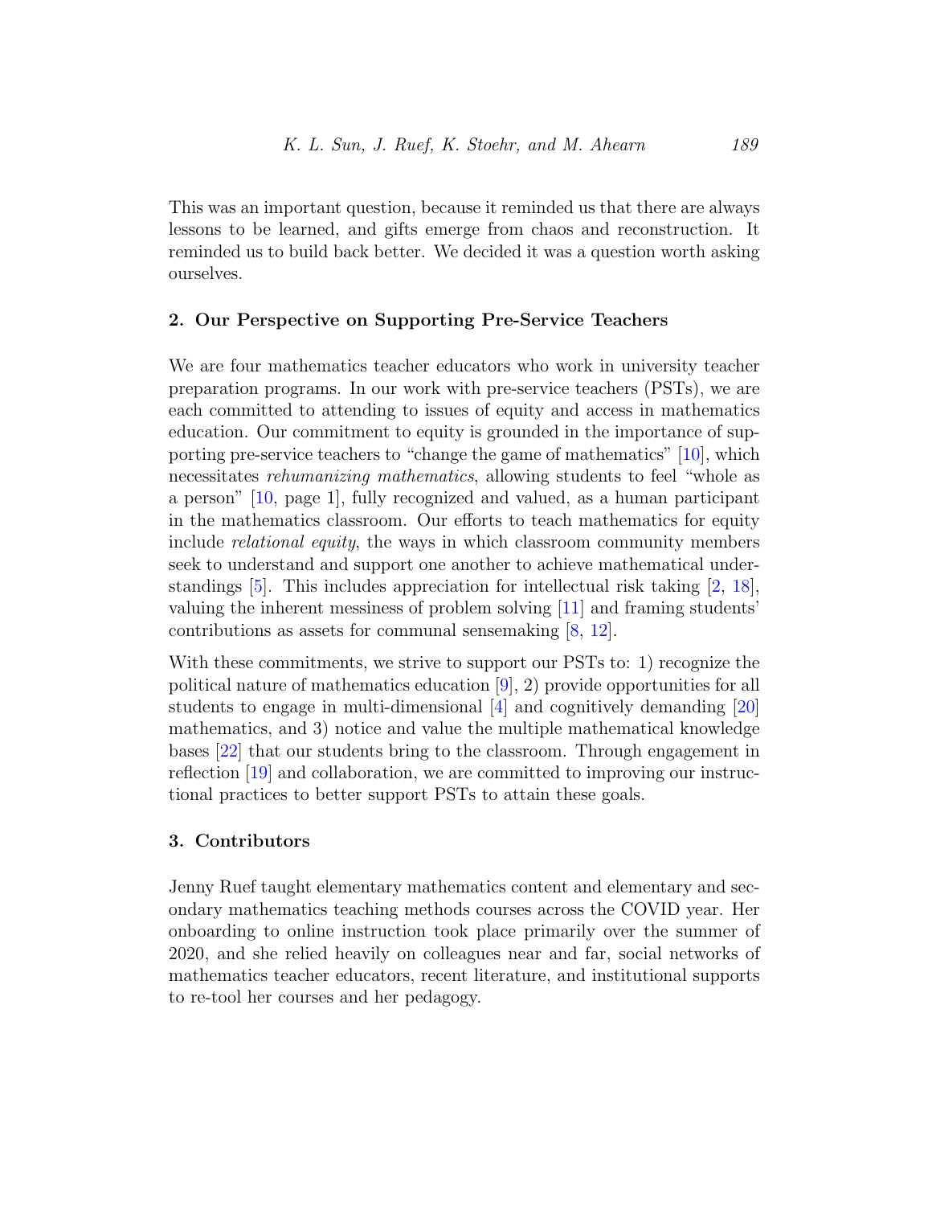This was an important question, because it reminded us that there are always lessons to be learned, and gifts emerge from chaos and reconstruction. It reminded us to build back better. We decided it was a question worth asking ourselves.

## 2. Our Perspective on Supporting Pre-Service Teachers

We are four mathematics teacher educators who work in university teacher preparation programs. In our work with pre-service teachers (PSTs), we are each committed to attending to issues of equity and access in mathematics education. Our commitment to equity is grounded in the importance of supporting pre-service teachers to "change the game of mathematics" [10], which necessitates *rehumanizing mathematics*, allowing students to feel "whole as a person" [10, page 1], fully recognized and valued, as a human participant in the mathematics classroom. Our efforts to teach mathematics for equity include *relational equity*, the ways in which classroom community members seek to understand and support one another to achieve mathematical understandings [5]. This includes appreciation for intellectual risk taking [2, 18], valuing the inherent messiness of problem solving [11] and framing students' contributions as assets for communal sensemaking [8, 12].

With these commitments, we strive to support our PSTs to: 1) recognize the political nature of mathematics education [9], 2) provide opportunities for all students to engage in multi-dimensional [4] and cognitively demanding [20] mathematics, and 3) notice and value the multiple mathematical knowledge bases [22] that our students bring to the classroom. Through engagement in reflection [19] and collaboration, we are committed to improving our instructional practices to better support PSTs to attain these goals.

## 3. Contributors

Jenny Ruef taught elementary mathematics content and elementary and secondary mathematics teaching methods courses across the COVID year. Her onboarding to online instruction took place primarily over the summer of 2020, and she relied heavily on colleagues near and far, social networks of mathematics teacher educators, recent literature, and institutional supports to re-tool her courses and her pedagogy.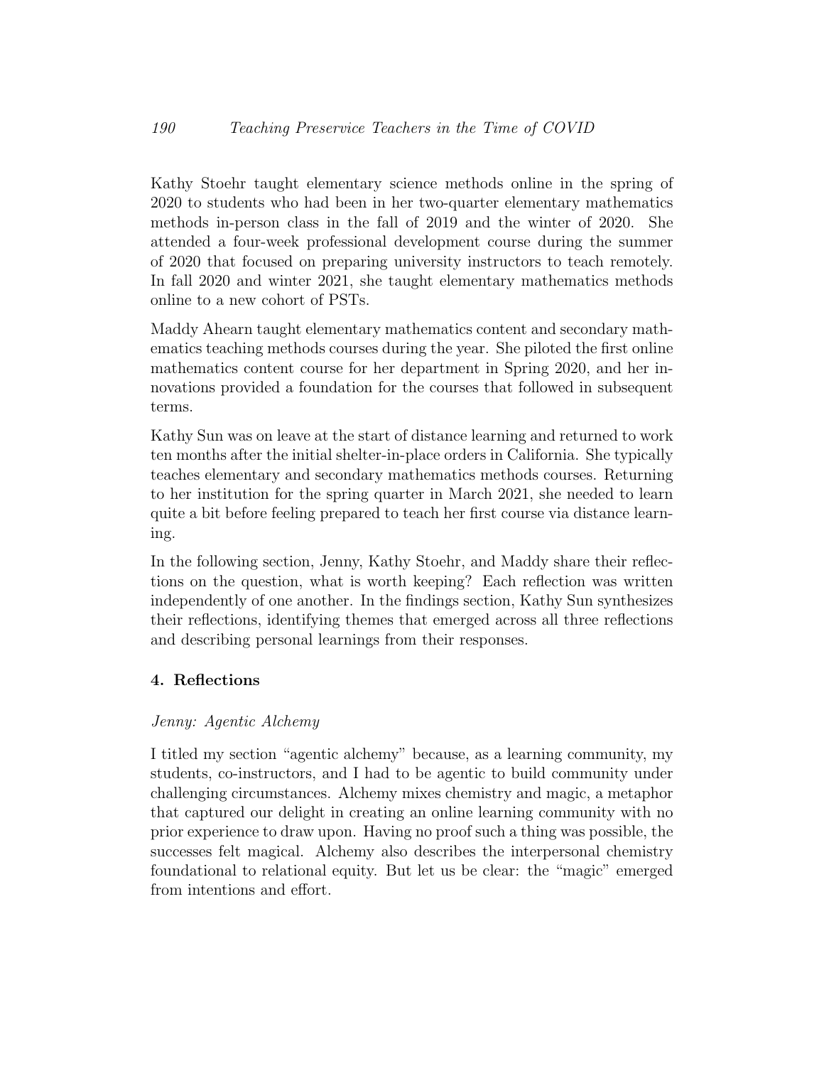Kathy Stoehr taught elementary science methods online in the spring of 2020 to students who had been in her two-quarter elementary mathematics methods in-person class in the fall of 2019 and the winter of 2020. She attended a four-week professional development course during the summer of 2020 that focused on preparing university instructors to teach remotely. In fall 2020 and winter 2021, she taught elementary mathematics methods online to a new cohort of PSTs.

Maddy Ahearn taught elementary mathematics content and secondary mathematics teaching methods courses during the year. She piloted the first online mathematics content course for her department in Spring 2020, and her innovations provided a foundation for the courses that followed in subsequent terms.

Kathy Sun was on leave at the start of distance learning and returned to work ten months after the initial shelter-in-place orders in California. She typically teaches elementary and secondary mathematics methods courses. Returning to her institution for the spring quarter in March 2021, she needed to learn quite a bit before feeling prepared to teach her first course via distance learning.

In the following section, Jenny, Kathy Stoehr, and Maddy share their reflections on the question, what is worth keeping? Each reflection was written independently of one another. In the findings section, Kathy Sun synthesizes their reflections, identifying themes that emerged across all three reflections and describing personal learnings from their responses.

## 4. Reflections

### *Jenny: Agentic Alchemy*

I titled my section "agentic alchemy" because, as a learning community, my students, co-instructors, and I had to be agentic to build community under challenging circumstances. Alchemy mixes chemistry and magic, a metaphor that captured our delight in creating an online learning community with no prior experience to draw upon. Having no proof such a thing was possible, the successes felt magical. Alchemy also describes the interpersonal chemistry foundational to relational equity. But let us be clear: the "magic" emerged from intentions and effort.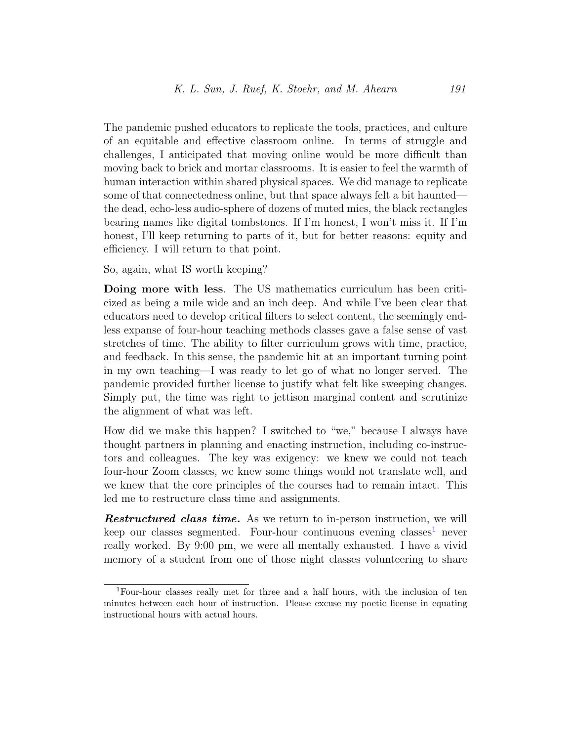The pandemic pushed educators to replicate the tools, practices, and culture of an equitable and effective classroom online. In terms of struggle and challenges, I anticipated that moving online would be more difficult than moving back to brick and mortar classrooms. It is easier to feel the warmth of human interaction within shared physical spaces. We did manage to replicate some of that connectedness online, but that space always felt a bit haunted—the dead, echo-less audio-sphere of dozens of muted mics, the black rectangles bearing names like digital tombstones. If I'm honest, I won't miss it. If I'm honest, I'll keep returning to parts of it, but for better reasons: equity and efficiency. I will return to that point.

So, again, what IS worth keeping?

**Doing more with less**. The US mathematics curriculum has been criticized as being a mile wide and an inch deep. And while I've been clear that educators need to develop critical filters to select content, the seemingly endless expanse of four-hour teaching methods classes gave a false sense of vast stretches of time. The ability to filter curriculum grows with time, practice, and feedback. In this sense, the pandemic hit at an important turning point in my own teaching—I was ready to let go of what no longer served. The pandemic provided further license to justify what felt like sweeping changes. Simply put, the time was right to jettison marginal content and scrutinize the alignment of what was left.

How did we make this happen? I switched to "we," because I always have thought partners in planning and enacting instruction, including co-instructors and colleagues. The key was exigency: we knew we could not teach four-hour Zoom classes, we knew some things would not translate well, and we knew that the core principles of the courses had to remain intact. This led me to restructure class time and assignments.

***Restructured class time.*** As we return to in-person instruction, we will keep our classes segmented. Four-hour continuous evening classes[1] never really worked. By 9:00 pm, we were all mentally exhausted. I have a vivid memory of a student from one of those night classes volunteering to share

[1]Four-hour classes really met for three and a half hours, with the inclusion of ten minutes between each hour of instruction. Please excuse my poetic license in equating instructional hours with actual hours.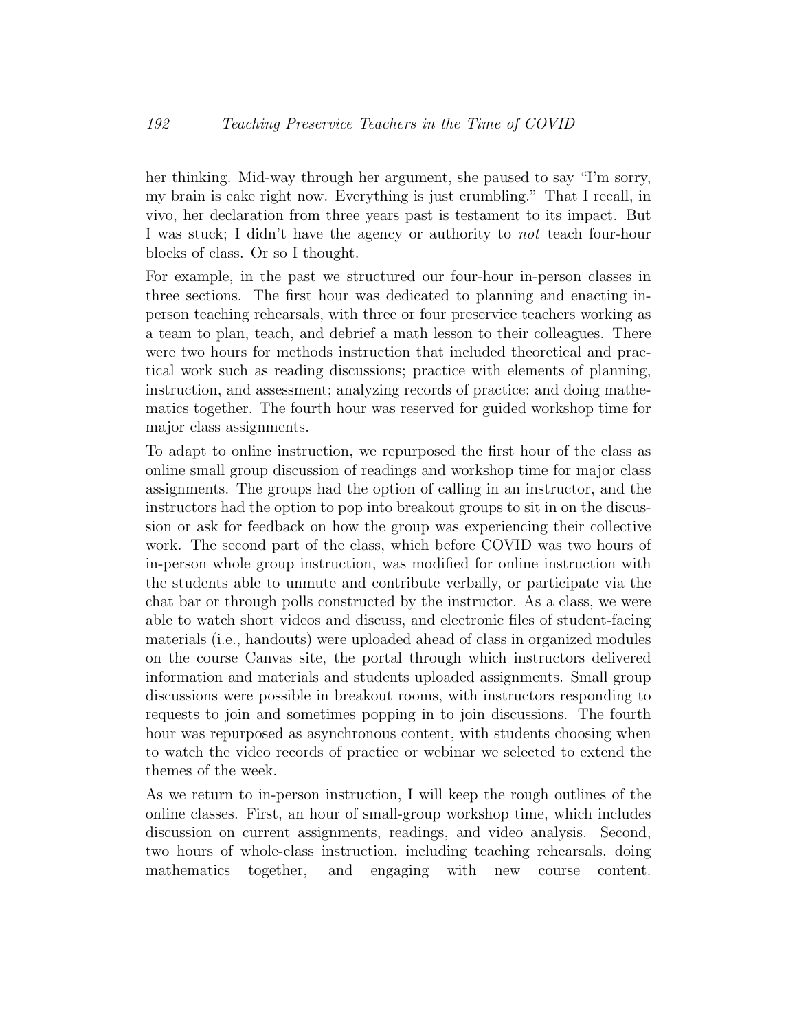her thinking. Mid-way through her argument, she paused to say "I'm sorry, my brain is cake right now. Everything is just crumbling." That I recall, in vivo, her declaration from three years past is testament to its impact. But I was stuck; I didn't have the agency or authority to *not* teach four-hour blocks of class. Or so I thought.

For example, in the past we structured our four-hour in-person classes in three sections. The first hour was dedicated to planning and enacting in-person teaching rehearsals, with three or four preservice teachers working as a team to plan, teach, and debrief a math lesson to their colleagues. There were two hours for methods instruction that included theoretical and practical work such as reading discussions; practice with elements of planning, instruction, and assessment; analyzing records of practice; and doing mathematics together. The fourth hour was reserved for guided workshop time for major class assignments.

To adapt to online instruction, we repurposed the first hour of the class as online small group discussion of readings and workshop time for major class assignments. The groups had the option of calling in an instructor, and the instructors had the option to pop into breakout groups to sit in on the discussion or ask for feedback on how the group was experiencing their collective work. The second part of the class, which before COVID was two hours of in-person whole group instruction, was modified for online instruction with the students able to unmute and contribute verbally, or participate via the chat bar or through polls constructed by the instructor. As a class, we were able to watch short videos and discuss, and electronic files of student-facing materials (i.e., handouts) were uploaded ahead of class in organized modules on the course Canvas site, the portal through which instructors delivered information and materials and students uploaded assignments. Small group discussions were possible in breakout rooms, with instructors responding to requests to join and sometimes popping in to join discussions. The fourth hour was repurposed as asynchronous content, with students choosing when to watch the video records of practice or webinar we selected to extend the themes of the week.

As we return to in-person instruction, I will keep the rough outlines of the online classes. First, an hour of small-group workshop time, which includes discussion on current assignments, readings, and video analysis. Second, two hours of whole-class instruction, including teaching rehearsals, doing mathematics together, and engaging with new course content.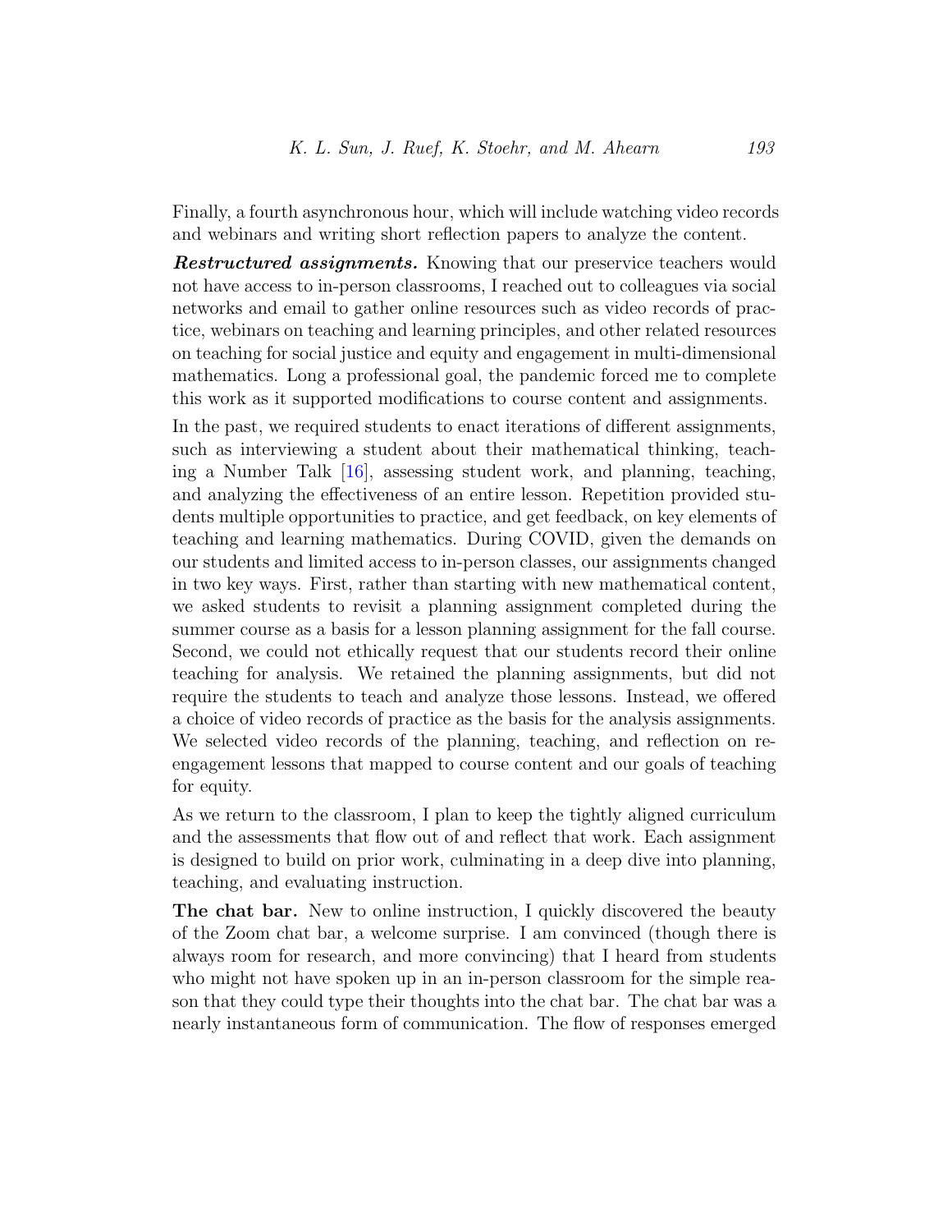Finally, a fourth asynchronous hour, which will include watching video records and webinars and writing short reflection papers to analyze the content.

***Restructured assignments.*** Knowing that our preservice teachers would not have access to in-person classrooms, I reached out to colleagues via social networks and email to gather online resources such as video records of practice, webinars on teaching and learning principles, and other related resources on teaching for social justice and equity and engagement in multi-dimensional mathematics. Long a professional goal, the pandemic forced me to complete this work as it supported modifications to course content and assignments.

In the past, we required students to enact iterations of different assignments, such as interviewing a student about their mathematical thinking, teaching a Number Talk [16], assessing student work, and planning, teaching, and analyzing the effectiveness of an entire lesson. Repetition provided students multiple opportunities to practice, and get feedback, on key elements of teaching and learning mathematics. During COVID, given the demands on our students and limited access to in-person classes, our assignments changed in two key ways. First, rather than starting with new mathematical content, we asked students to revisit a planning assignment completed during the summer course as a basis for a lesson planning assignment for the fall course. Second, we could not ethically request that our students record their online teaching for analysis. We retained the planning assignments, but did not require the students to teach and analyze those lessons. Instead, we offered a choice of video records of practice as the basis for the analysis assignments. We selected video records of the planning, teaching, and reflection on re-engagement lessons that mapped to course content and our goals of teaching for equity.

As we return to the classroom, I plan to keep the tightly aligned curriculum and the assessments that flow out of and reflect that work. Each assignment is designed to build on prior work, culminating in a deep dive into planning, teaching, and evaluating instruction.

**The chat bar.** New to online instruction, I quickly discovered the beauty of the Zoom chat bar, a welcome surprise. I am convinced (though there is always room for research, and more convincing) that I heard from students who might not have spoken up in an in-person classroom for the simple reason that they could type their thoughts into the chat bar. The chat bar was a nearly instantaneous form of communication. The flow of responses emerged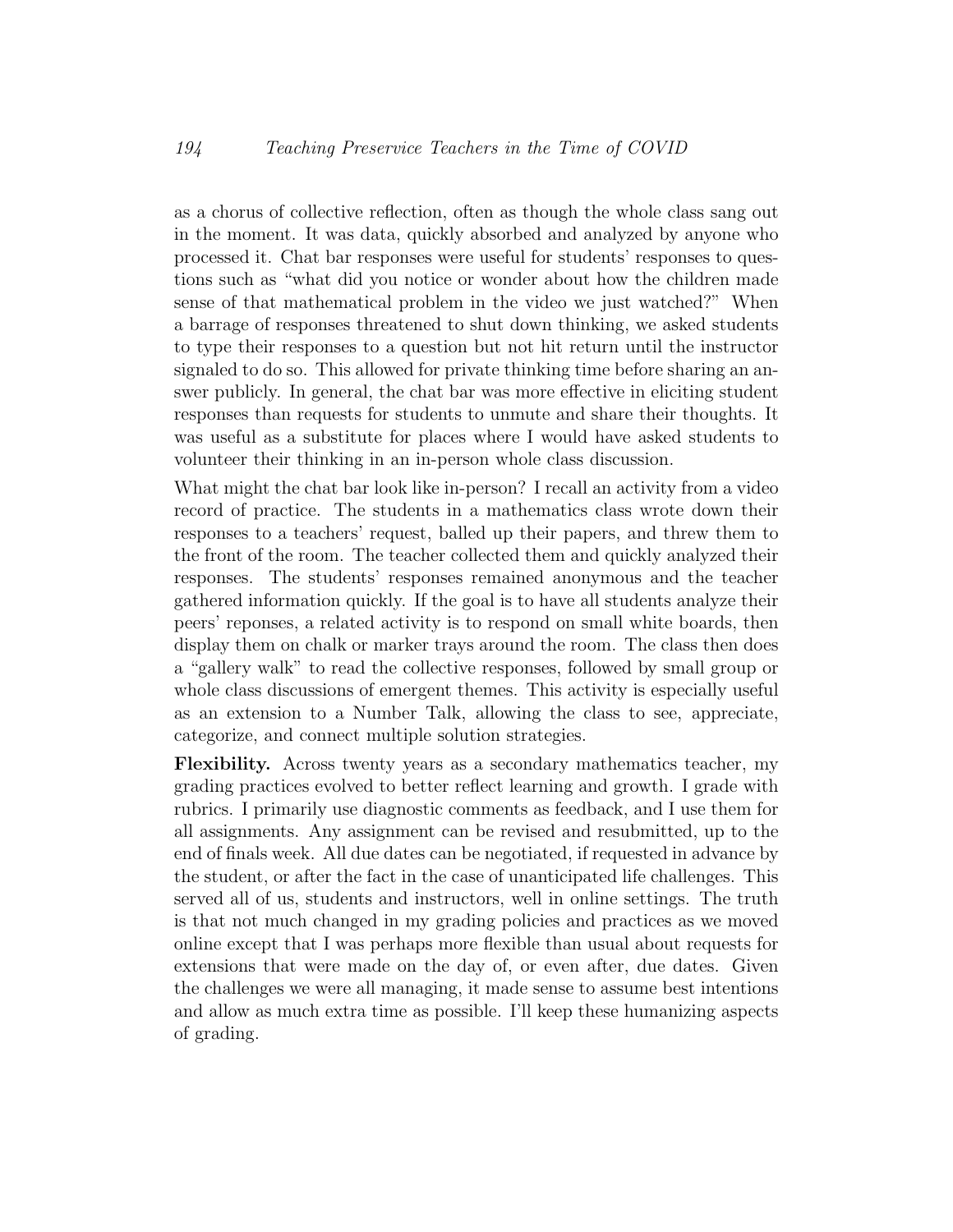as a chorus of collective reflection, often as though the whole class sang out in the moment. It was data, quickly absorbed and analyzed by anyone who processed it. Chat bar responses were useful for students' responses to questions such as "what did you notice or wonder about how the children made sense of that mathematical problem in the video we just watched?" When a barrage of responses threatened to shut down thinking, we asked students to type their responses to a question but not hit return until the instructor signaled to do so. This allowed for private thinking time before sharing an answer publicly. In general, the chat bar was more effective in eliciting student responses than requests for students to unmute and share their thoughts. It was useful as a substitute for places where I would have asked students to volunteer their thinking in an in-person whole class discussion.

What might the chat bar look like in-person? I recall an activity from a video record of practice. The students in a mathematics class wrote down their responses to a teachers' request, balled up their papers, and threw them to the front of the room. The teacher collected them and quickly analyzed their responses. The students' responses remained anonymous and the teacher gathered information quickly. If the goal is to have all students analyze their peers' reponses, a related activity is to respond on small white boards, then display them on chalk or marker trays around the room. The class then does a "gallery walk" to read the collective responses, followed by small group or whole class discussions of emergent themes. This activity is especially useful as an extension to a Number Talk, allowing the class to see, appreciate, categorize, and connect multiple solution strategies.

**Flexibility.** Across twenty years as a secondary mathematics teacher, my grading practices evolved to better reflect learning and growth. I grade with rubrics. I primarily use diagnostic comments as feedback, and I use them for all assignments. Any assignment can be revised and resubmitted, up to the end of finals week. All due dates can be negotiated, if requested in advance by the student, or after the fact in the case of unanticipated life challenges. This served all of us, students and instructors, well in online settings. The truth is that not much changed in my grading policies and practices as we moved online except that I was perhaps more flexible than usual about requests for extensions that were made on the day of, or even after, due dates. Given the challenges we were all managing, it made sense to assume best intentions and allow as much extra time as possible. I'll keep these humanizing aspects of grading.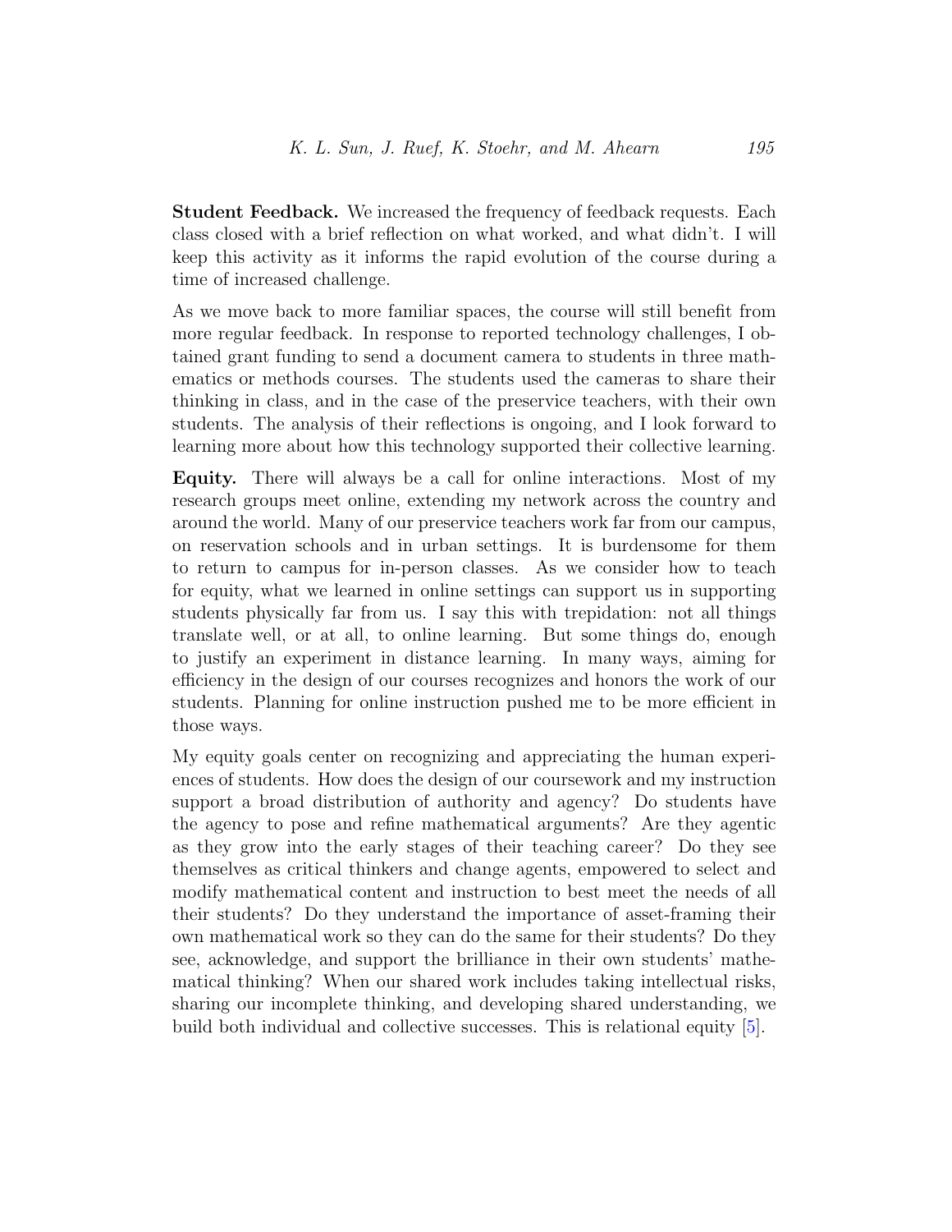**Student Feedback.** We increased the frequency of feedback requests. Each class closed with a brief reflection on what worked, and what didn't. I will keep this activity as it informs the rapid evolution of the course during a time of increased challenge.

As we move back to more familiar spaces, the course will still benefit from more regular feedback. In response to reported technology challenges, I obtained grant funding to send a document camera to students in three mathematics or methods courses. The students used the cameras to share their thinking in class, and in the case of the preservice teachers, with their own students. The analysis of their reflections is ongoing, and I look forward to learning more about how this technology supported their collective learning.

**Equity.** There will always be a call for online interactions. Most of my research groups meet online, extending my network across the country and around the world. Many of our preservice teachers work far from our campus, on reservation schools and in urban settings. It is burdensome for them to return to campus for in-person classes. As we consider how to teach for equity, what we learned in online settings can support us in supporting students physically far from us. I say this with trepidation: not all things translate well, or at all, to online learning. But some things do, enough to justify an experiment in distance learning. In many ways, aiming for efficiency in the design of our courses recognizes and honors the work of our students. Planning for online instruction pushed me to be more efficient in those ways.

My equity goals center on recognizing and appreciating the human experiences of students. How does the design of our coursework and my instruction support a broad distribution of authority and agency? Do students have the agency to pose and refine mathematical arguments? Are they agentic as they grow into the early stages of their teaching career? Do they see themselves as critical thinkers and change agents, empowered to select and modify mathematical content and instruction to best meet the needs of all their students? Do they understand the importance of asset-framing their own mathematical work so they can do the same for their students? Do they see, acknowledge, and support the brilliance in their own students' mathematical thinking? When our shared work includes taking intellectual risks, sharing our incomplete thinking, and developing shared understanding, we build both individual and collective successes. This is relational equity [5].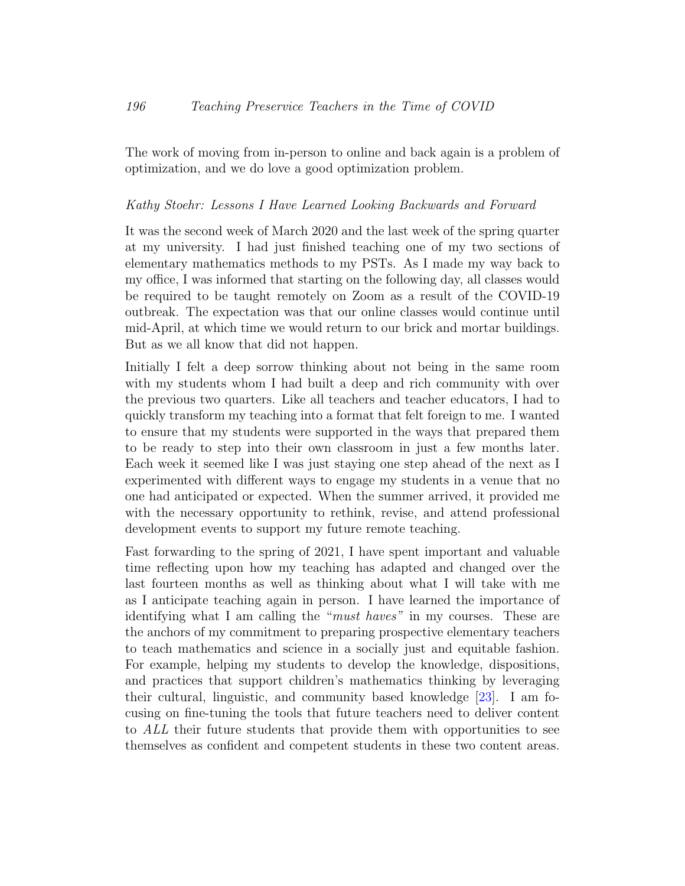The work of moving from in-person to online and back again is a problem of optimization, and we do love a good optimization problem.

*Kathy Stoehr: Lessons I Have Learned Looking Backwards and Forward*

It was the second week of March 2020 and the last week of the spring quarter at my university. I had just finished teaching one of my two sections of elementary mathematics methods to my PSTs. As I made my way back to my office, I was informed that starting on the following day, all classes would be required to be taught remotely on Zoom as a result of the COVID-19 outbreak. The expectation was that our online classes would continue until mid-April, at which time we would return to our brick and mortar buildings. But as we all know that did not happen.

Initially I felt a deep sorrow thinking about not being in the same room with my students whom I had built a deep and rich community with over the previous two quarters. Like all teachers and teacher educators, I had to quickly transform my teaching into a format that felt foreign to me. I wanted to ensure that my students were supported in the ways that prepared them to be ready to step into their own classroom in just a few months later. Each week it seemed like I was just staying one step ahead of the next as I experimented with different ways to engage my students in a venue that no one had anticipated or expected. When the summer arrived, it provided me with the necessary opportunity to rethink, revise, and attend professional development events to support my future remote teaching.

Fast forwarding to the spring of 2021, I have spent important and valuable time reflecting upon how my teaching has adapted and changed over the last fourteen months as well as thinking about what I will take with me as I anticipate teaching again in person. I have learned the importance of identifying what I am calling the "*must haves"* in my courses. These are the anchors of my commitment to preparing prospective elementary teachers to teach mathematics and science in a socially just and equitable fashion. For example, helping my students to develop the knowledge, dispositions, and practices that support children's mathematics thinking by leveraging their cultural, linguistic, and community based knowledge [23]. I am focusing on fine-tuning the tools that future teachers need to deliver content to *ALL* their future students that provide them with opportunities to see themselves as confident and competent students in these two content areas.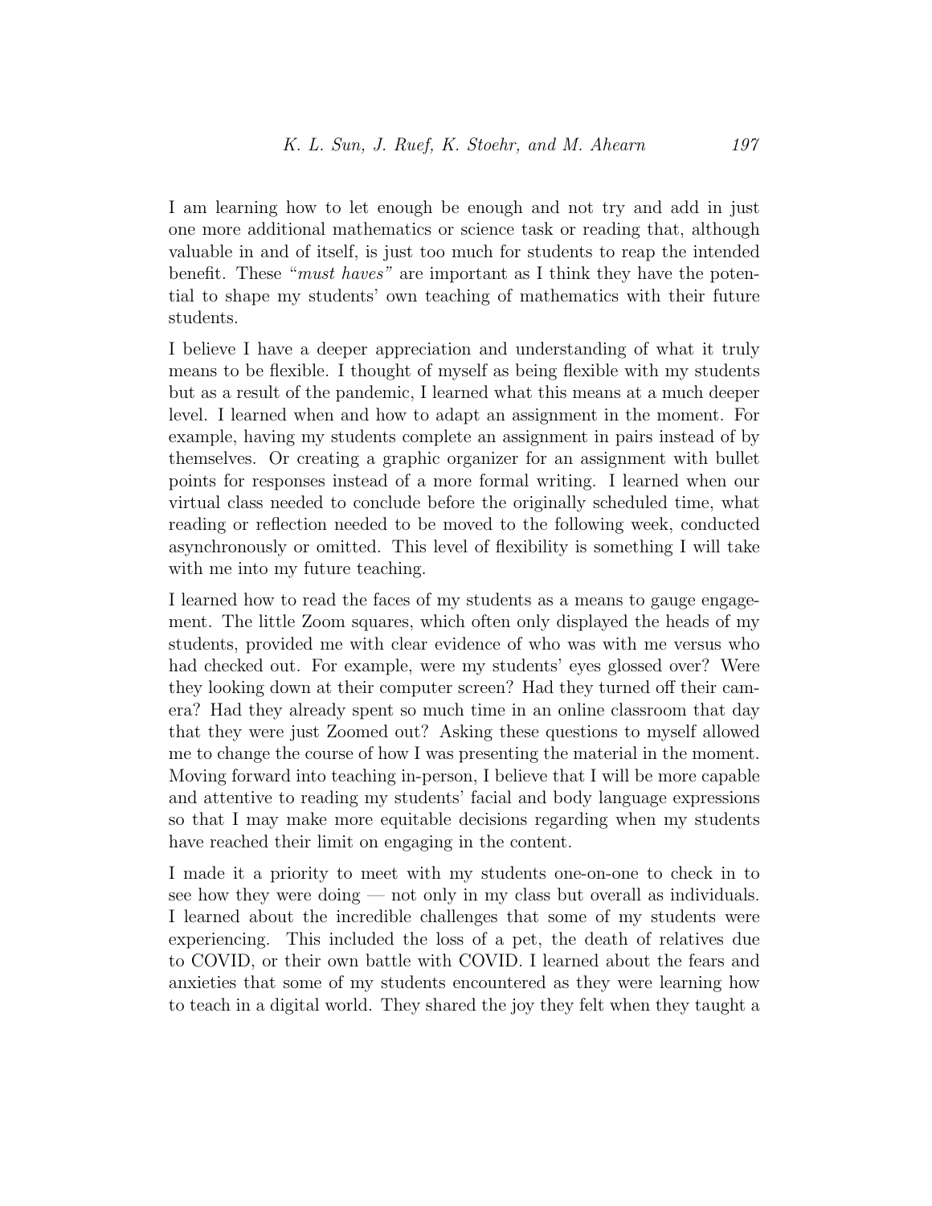I am learning how to let enough be enough and not try and add in just one more additional mathematics or science task or reading that, although valuable in and of itself, is just too much for students to reap the intended benefit. These "*must haves*" are important as I think they have the potential to shape my students' own teaching of mathematics with their future students.

I believe I have a deeper appreciation and understanding of what it truly means to be flexible. I thought of myself as being flexible with my students but as a result of the pandemic, I learned what this means at a much deeper level. I learned when and how to adapt an assignment in the moment. For example, having my students complete an assignment in pairs instead of by themselves. Or creating a graphic organizer for an assignment with bullet points for responses instead of a more formal writing. I learned when our virtual class needed to conclude before the originally scheduled time, what reading or reflection needed to be moved to the following week, conducted asynchronously or omitted. This level of flexibility is something I will take with me into my future teaching.

I learned how to read the faces of my students as a means to gauge engagement. The little Zoom squares, which often only displayed the heads of my students, provided me with clear evidence of who was with me versus who had checked out. For example, were my students' eyes glossed over? Were they looking down at their computer screen? Had they turned off their camera? Had they already spent so much time in an online classroom that day that they were just Zoomed out? Asking these questions to myself allowed me to change the course of how I was presenting the material in the moment. Moving forward into teaching in-person, I believe that I will be more capable and attentive to reading my students' facial and body language expressions so that I may make more equitable decisions regarding when my students have reached their limit on engaging in the content.

I made it a priority to meet with my students one-on-one to check in to see how they were doing — not only in my class but overall as individuals. I learned about the incredible challenges that some of my students were experiencing. This included the loss of a pet, the death of relatives due to COVID, or their own battle with COVID. I learned about the fears and anxieties that some of my students encountered as they were learning how to teach in a digital world. They shared the joy they felt when they taught a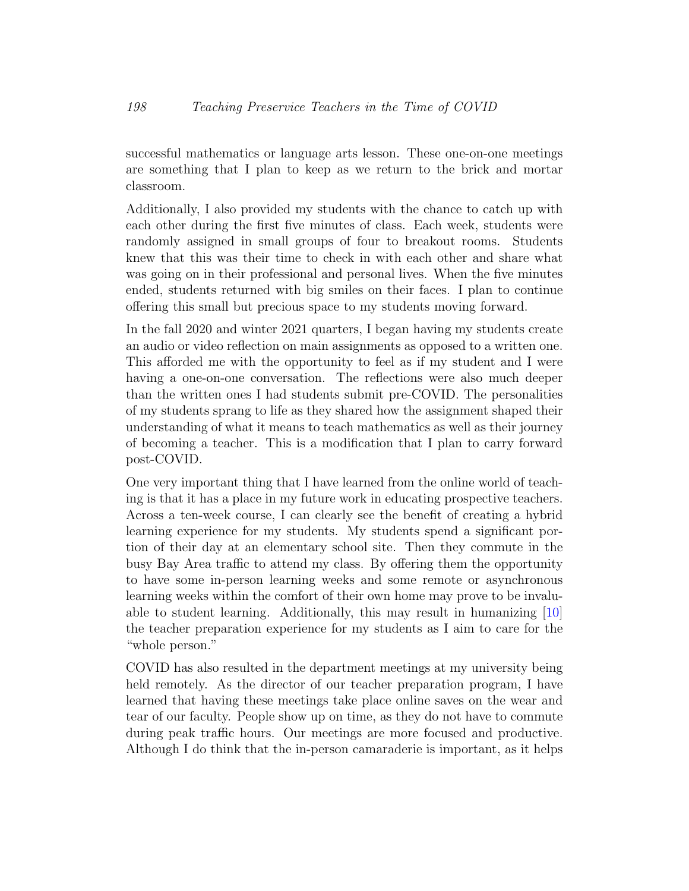successful mathematics or language arts lesson. These one-on-one meetings are something that I plan to keep as we return to the brick and mortar classroom.

Additionally, I also provided my students with the chance to catch up with each other during the first five minutes of class. Each week, students were randomly assigned in small groups of four to breakout rooms. Students knew that this was their time to check in with each other and share what was going on in their professional and personal lives. When the five minutes ended, students returned with big smiles on their faces. I plan to continue offering this small but precious space to my students moving forward.

In the fall 2020 and winter 2021 quarters, I began having my students create an audio or video reflection on main assignments as opposed to a written one. This afforded me with the opportunity to feel as if my student and I were having a one-on-one conversation. The reflections were also much deeper than the written ones I had students submit pre-COVID. The personalities of my students sprang to life as they shared how the assignment shaped their understanding of what it means to teach mathematics as well as their journey of becoming a teacher. This is a modification that I plan to carry forward post-COVID.

One very important thing that I have learned from the online world of teaching is that it has a place in my future work in educating prospective teachers. Across a ten-week course, I can clearly see the benefit of creating a hybrid learning experience for my students. My students spend a significant portion of their day at an elementary school site. Then they commute in the busy Bay Area traffic to attend my class. By offering them the opportunity to have some in-person learning weeks and some remote or asynchronous learning weeks within the comfort of their own home may prove to be invaluable to student learning. Additionally, this may result in humanizing [10] the teacher preparation experience for my students as I aim to care for the "whole person."

COVID has also resulted in the department meetings at my university being held remotely. As the director of our teacher preparation program, I have learned that having these meetings take place online saves on the wear and tear of our faculty. People show up on time, as they do not have to commute during peak traffic hours. Our meetings are more focused and productive. Although I do think that the in-person camaraderie is important, as it helps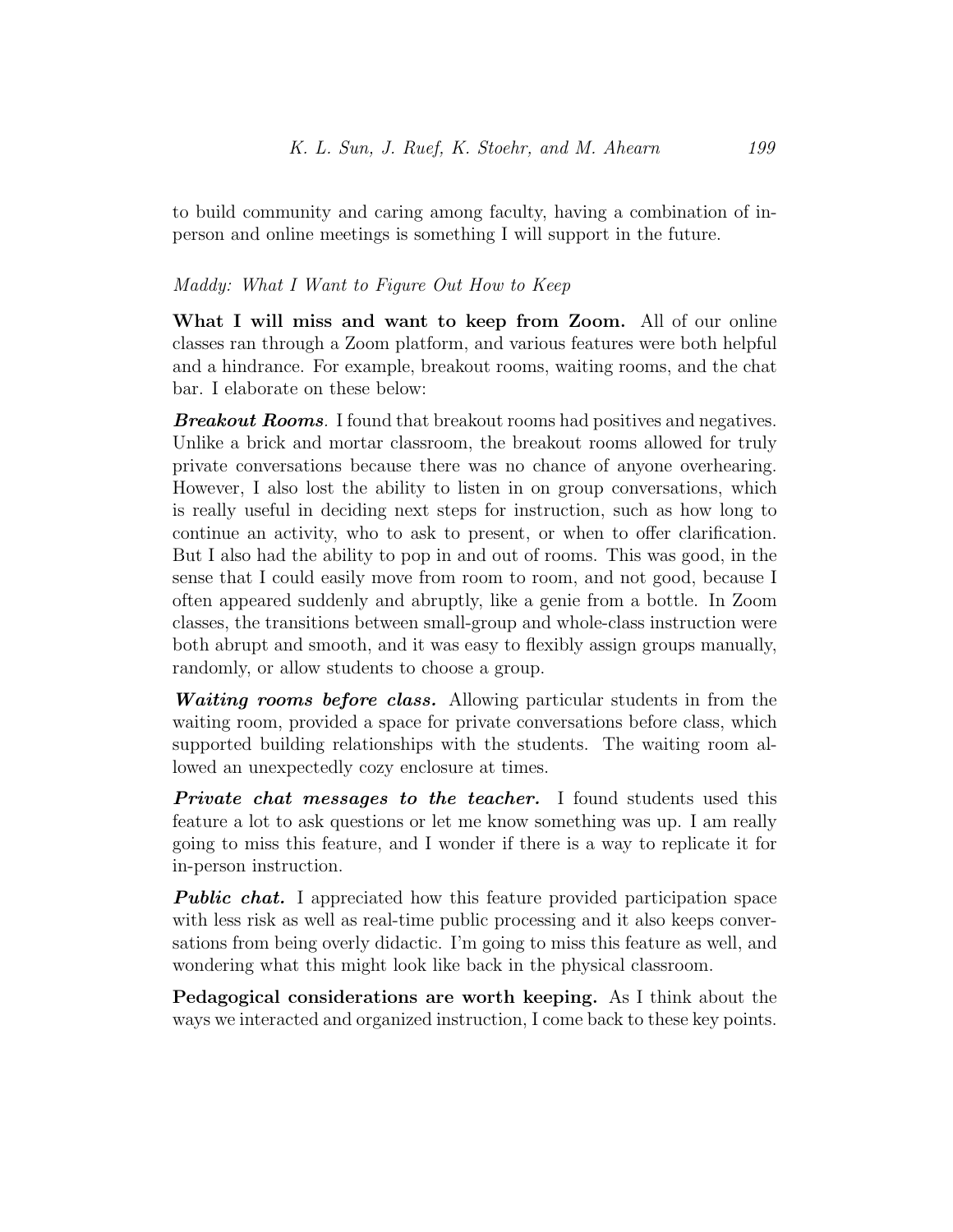to build community and caring among faculty, having a combination of in-person and online meetings is something I will support in the future.

*Maddy: What I Want to Figure Out How to Keep*

**What I will miss and want to keep from Zoom.** All of our online classes ran through a Zoom platform, and various features were both helpful and a hindrance. For example, breakout rooms, waiting rooms, and the chat bar. I elaborate on these below:

***Breakout Rooms***. I found that breakout rooms had positives and negatives. Unlike a brick and mortar classroom, the breakout rooms allowed for truly private conversations because there was no chance of anyone overhearing. However, I also lost the ability to listen in on group conversations, which is really useful in deciding next steps for instruction, such as how long to continue an activity, who to ask to present, or when to offer clarification. But I also had the ability to pop in and out of rooms. This was good, in the sense that I could easily move from room to room, and not good, because I often appeared suddenly and abruptly, like a genie from a bottle. In Zoom classes, the transitions between small-group and whole-class instruction were both abrupt and smooth, and it was easy to flexibly assign groups manually, randomly, or allow students to choose a group.

***Waiting rooms before class.*** Allowing particular students in from the waiting room, provided a space for private conversations before class, which supported building relationships with the students. The waiting room allowed an unexpectedly cozy enclosure at times.

***Private chat messages to the teacher.*** I found students used this feature a lot to ask questions or let me know something was up. I am really going to miss this feature, and I wonder if there is a way to replicate it for in-person instruction.

***Public chat.*** I appreciated how this feature provided participation space with less risk as well as real-time public processing and it also keeps conversations from being overly didactic. I'm going to miss this feature as well, and wondering what this might look like back in the physical classroom.

**Pedagogical considerations are worth keeping.** As I think about the ways we interacted and organized instruction, I come back to these key points.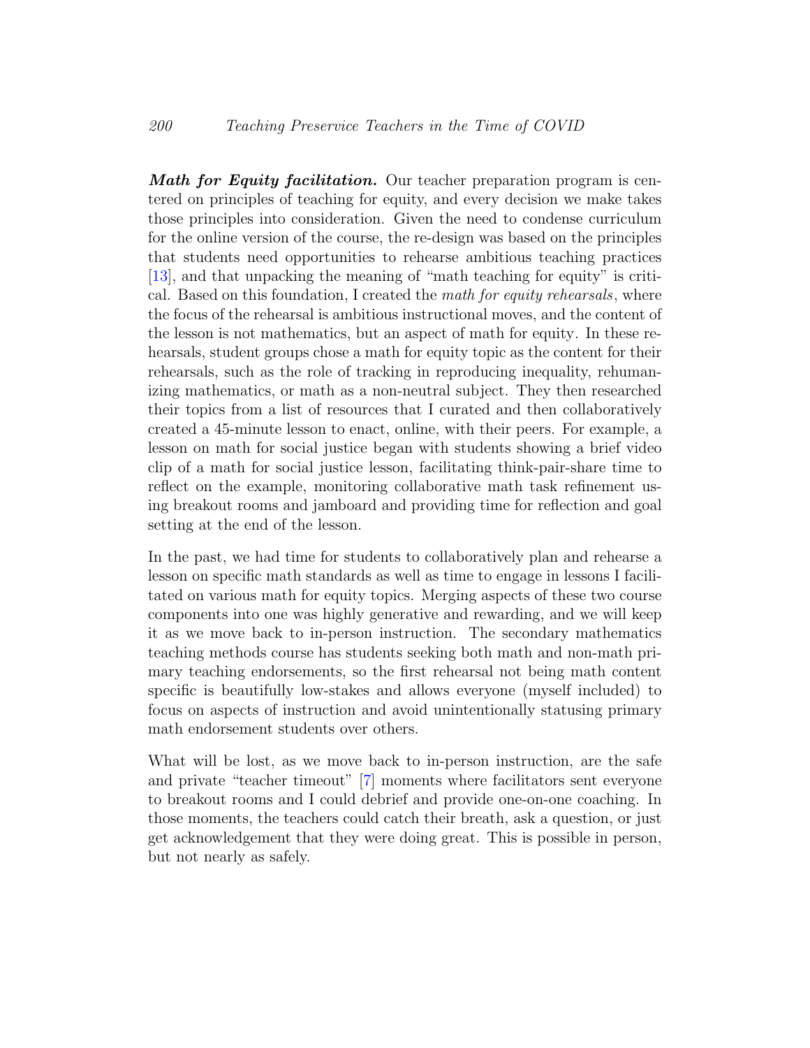***Math for Equity facilitation.*** Our teacher preparation program is centered on principles of teaching for equity, and every decision we make takes those principles into consideration. Given the need to condense curriculum for the online version of the course, the re-design was based on the principles that students need opportunities to rehearse ambitious teaching practices [13], and that unpacking the meaning of "math teaching for equity" is critical. Based on this foundation, I created the *math for equity rehearsals*, where the focus of the rehearsal is ambitious instructional moves, and the content of the lesson is not mathematics, but an aspect of math for equity. In these rehearsals, student groups chose a math for equity topic as the content for their rehearsals, such as the role of tracking in reproducing inequality, rehumanizing mathematics, or math as a non-neutral subject. They then researched their topics from a list of resources that I curated and then collaboratively created a 45-minute lesson to enact, online, with their peers. For example, a lesson on math for social justice began with students showing a brief video clip of a math for social justice lesson, facilitating think-pair-share time to reflect on the example, monitoring collaborative math task refinement using breakout rooms and jamboard and providing time for reflection and goal setting at the end of the lesson.

In the past, we had time for students to collaboratively plan and rehearse a lesson on specific math standards as well as time to engage in lessons I facilitated on various math for equity topics. Merging aspects of these two course components into one was highly generative and rewarding, and we will keep it as we move back to in-person instruction. The secondary mathematics teaching methods course has students seeking both math and non-math primary teaching endorsements, so the first rehearsal not being math content specific is beautifully low-stakes and allows everyone (myself included) to focus on aspects of instruction and avoid unintentionally statusing primary math endorsement students over others.

What will be lost, as we move back to in-person instruction, are the safe and private "teacher timeout" [7] moments where facilitators sent everyone to breakout rooms and I could debrief and provide one-on-one coaching. In those moments, the teachers could catch their breath, ask a question, or just get acknowledgement that they were doing great. This is possible in person, but not nearly as safely.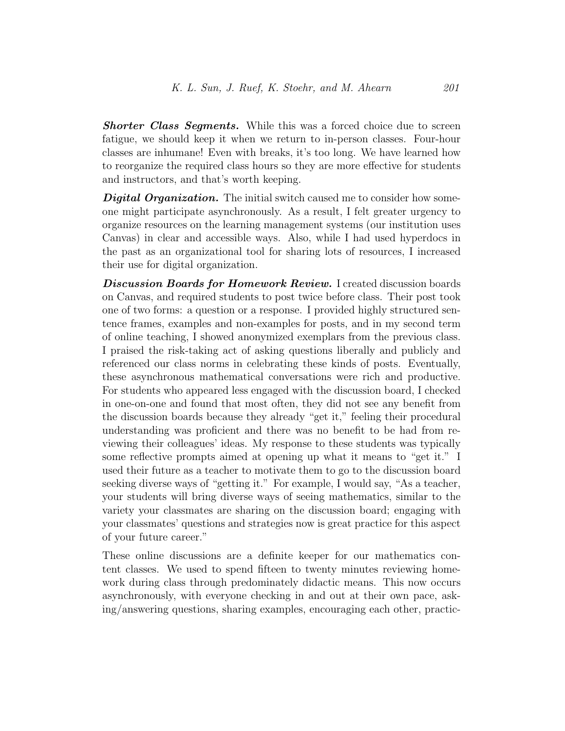***Shorter Class Segments.*** While this was a forced choice due to screen fatigue, we should keep it when we return to in-person classes. Four-hour classes are inhumane! Even with breaks, it's too long. We have learned how to reorganize the required class hours so they are more effective for students and instructors, and that's worth keeping.

***Digital Organization.*** The initial switch caused me to consider how someone might participate asynchronously. As a result, I felt greater urgency to organize resources on the learning management systems (our institution uses Canvas) in clear and accessible ways. Also, while I had used hyperdocs in the past as an organizational tool for sharing lots of resources, I increased their use for digital organization.

***Discussion Boards for Homework Review.*** I created discussion boards on Canvas, and required students to post twice before class. Their post took one of two forms: a question or a response. I provided highly structured sentence frames, examples and non-examples for posts, and in my second term of online teaching, I showed anonymized exemplars from the previous class. I praised the risk-taking act of asking questions liberally and publicly and referenced our class norms in celebrating these kinds of posts. Eventually, these asynchronous mathematical conversations were rich and productive. For students who appeared less engaged with the discussion board, I checked in one-on-one and found that most often, they did not see any benefit from the discussion boards because they already "get it," feeling their procedural understanding was proficient and there was no benefit to be had from reviewing their colleagues' ideas. My response to these students was typically some reflective prompts aimed at opening up what it means to "get it." I used their future as a teacher to motivate them to go to the discussion board seeking diverse ways of "getting it." For example, I would say, "As a teacher, your students will bring diverse ways of seeing mathematics, similar to the variety your classmates are sharing on the discussion board; engaging with your classmates' questions and strategies now is great practice for this aspect of your future career."

These online discussions are a definite keeper for our mathematics content classes. We used to spend fifteen to twenty minutes reviewing homework during class through predominately didactic means. This now occurs asynchronously, with everyone checking in and out at their own pace, asking/answering questions, sharing examples, encouraging each other, practic-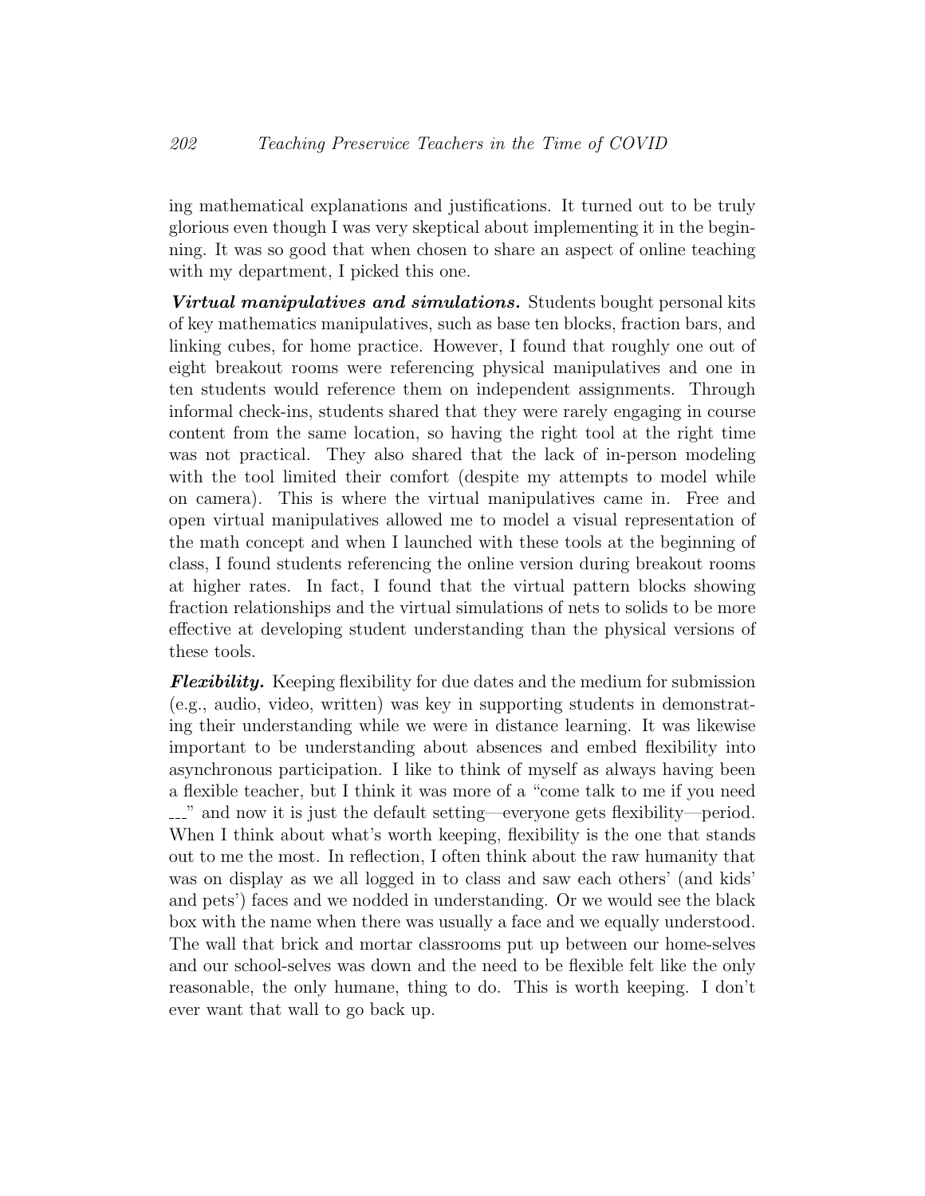ing mathematical explanations and justifications. It turned out to be truly glorious even though I was very skeptical about implementing it in the beginning. It was so good that when chosen to share an aspect of online teaching with my department, I picked this one.

***Virtual manipulatives and simulations.*** Students bought personal kits of key mathematics manipulatives, such as base ten blocks, fraction bars, and linking cubes, for home practice. However, I found that roughly one out of eight breakout rooms were referencing physical manipulatives and one in ten students would reference them on independent assignments. Through informal check-ins, students shared that they were rarely engaging in course content from the same location, so having the right tool at the right time was not practical. They also shared that the lack of in-person modeling with the tool limited their comfort (despite my attempts to model while on camera). This is where the virtual manipulatives came in. Free and open virtual manipulatives allowed me to model a visual representation of the math concept and when I launched with these tools at the beginning of class, I found students referencing the online version during breakout rooms at higher rates. In fact, I found that the virtual pattern blocks showing fraction relationships and the virtual simulations of nets to solids to be more effective at developing student understanding than the physical versions of these tools.

***Flexibility.*** Keeping flexibility for due dates and the medium for submission (e.g., audio, video, written) was key in supporting students in demonstrating their understanding while we were in distance learning. It was likewise important to be understanding about absences and embed flexibility into asynchronous participation. I like to think of myself as always having been a flexible teacher, but I think it was more of a "come talk to me if you need ___" and now it is just the default setting—everyone gets flexibility—period. When I think about what's worth keeping, flexibility is the one that stands out to me the most. In reflection, I often think about the raw humanity that was on display as we all logged in to class and saw each others' (and kids' and pets') faces and we nodded in understanding. Or we would see the black box with the name when there was usually a face and we equally understood. The wall that brick and mortar classrooms put up between our home-selves and our school-selves was down and the need to be flexible felt like the only reasonable, the only humane, thing to do. This is worth keeping. I don't ever want that wall to go back up.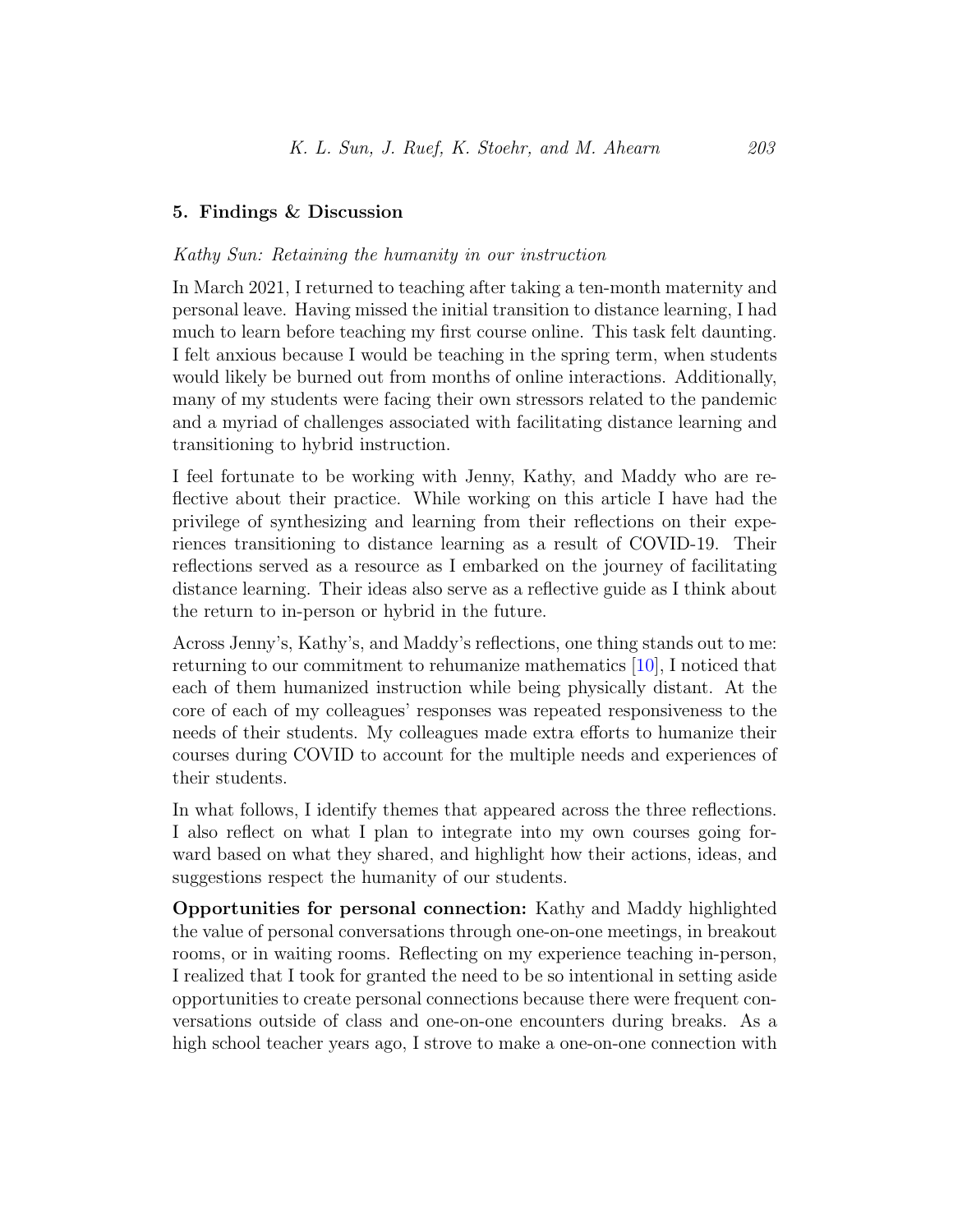## 5. Findings & Discussion

*Kathy Sun: Retaining the humanity in our instruction*

In March 2021, I returned to teaching after taking a ten-month maternity and personal leave. Having missed the initial transition to distance learning, I had much to learn before teaching my first course online. This task felt daunting. I felt anxious because I would be teaching in the spring term, when students would likely be burned out from months of online interactions. Additionally, many of my students were facing their own stressors related to the pandemic and a myriad of challenges associated with facilitating distance learning and transitioning to hybrid instruction.

I feel fortunate to be working with Jenny, Kathy, and Maddy who are reflective about their practice. While working on this article I have had the privilege of synthesizing and learning from their reflections on their experiences transitioning to distance learning as a result of COVID-19. Their reflections served as a resource as I embarked on the journey of facilitating distance learning. Their ideas also serve as a reflective guide as I think about the return to in-person or hybrid in the future.

Across Jenny's, Kathy's, and Maddy's reflections, one thing stands out to me: returning to our commitment to rehumanize mathematics [10], I noticed that each of them humanized instruction while being physically distant. At the core of each of my colleagues' responses was repeated responsiveness to the needs of their students. My colleagues made extra efforts to humanize their courses during COVID to account for the multiple needs and experiences of their students.

In what follows, I identify themes that appeared across the three reflections. I also reflect on what I plan to integrate into my own courses going forward based on what they shared, and highlight how their actions, ideas, and suggestions respect the humanity of our students.

**Opportunities for personal connection:** Kathy and Maddy highlighted the value of personal conversations through one-on-one meetings, in breakout rooms, or in waiting rooms. Reflecting on my experience teaching in-person, I realized that I took for granted the need to be so intentional in setting aside opportunities to create personal connections because there were frequent conversations outside of class and one-on-one encounters during breaks. As a high school teacher years ago, I strove to make a one-on-one connection with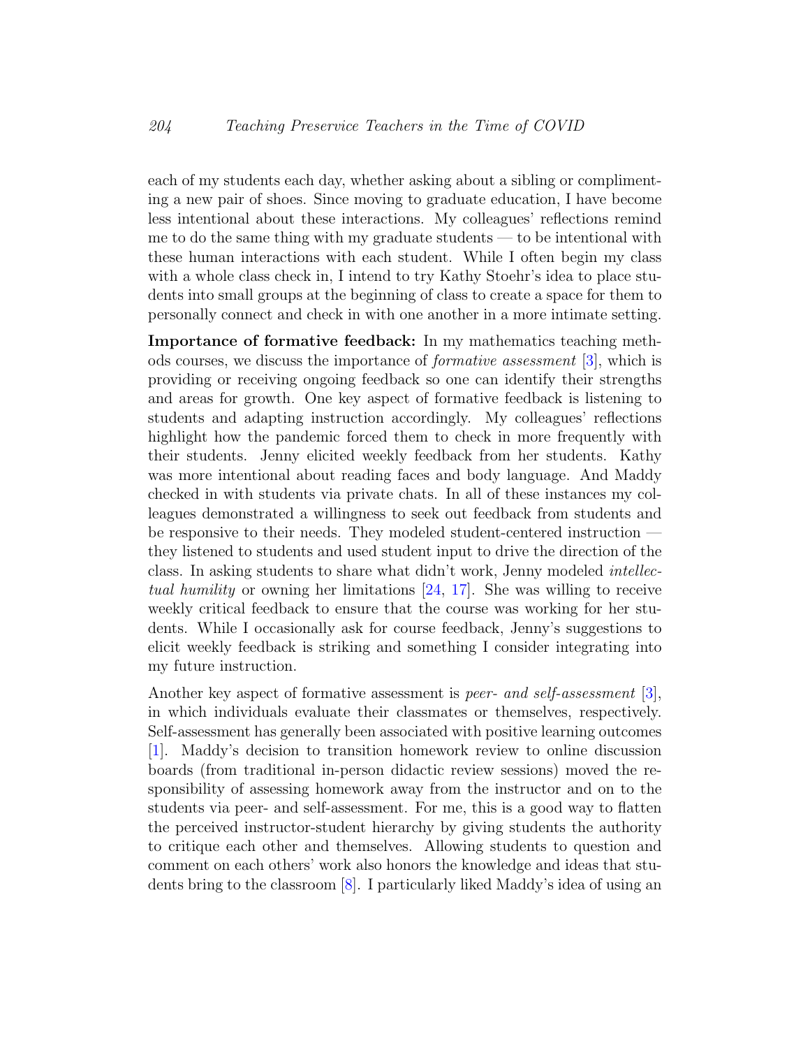each of my students each day, whether asking about a sibling or complimenting a new pair of shoes. Since moving to graduate education, I have become less intentional about these interactions. My colleagues' reflections remind me to do the same thing with my graduate students — to be intentional with these human interactions with each student. While I often begin my class with a whole class check in, I intend to try Kathy Stoehr's idea to place students into small groups at the beginning of class to create a space for them to personally connect and check in with one another in a more intimate setting.

**Importance of formative feedback:** In my mathematics teaching methods courses, we discuss the importance of *formative assessment* [3], which is providing or receiving ongoing feedback so one can identify their strengths and areas for growth. One key aspect of formative feedback is listening to students and adapting instruction accordingly. My colleagues' reflections highlight how the pandemic forced them to check in more frequently with their students. Jenny elicited weekly feedback from her students. Kathy was more intentional about reading faces and body language. And Maddy checked in with students via private chats. In all of these instances my colleagues demonstrated a willingness to seek out feedback from students and be responsive to their needs. They modeled student-centered instruction — they listened to students and used student input to drive the direction of the class. In asking students to share what didn't work, Jenny modeled *intellectual humility* or owning her limitations [24, 17]. She was willing to receive weekly critical feedback to ensure that the course was working for her students. While I occasionally ask for course feedback, Jenny's suggestions to elicit weekly feedback is striking and something I consider integrating into my future instruction.

Another key aspect of formative assessment is *peer- and self-assessment* [3], in which individuals evaluate their classmates or themselves, respectively. Self-assessment has generally been associated with positive learning outcomes [1]. Maddy's decision to transition homework review to online discussion boards (from traditional in-person didactic review sessions) moved the responsibility of assessing homework away from the instructor and on to the students via peer- and self-assessment. For me, this is a good way to flatten the perceived instructor-student hierarchy by giving students the authority to critique each other and themselves. Allowing students to question and comment on each others' work also honors the knowledge and ideas that students bring to the classroom [8]. I particularly liked Maddy's idea of using an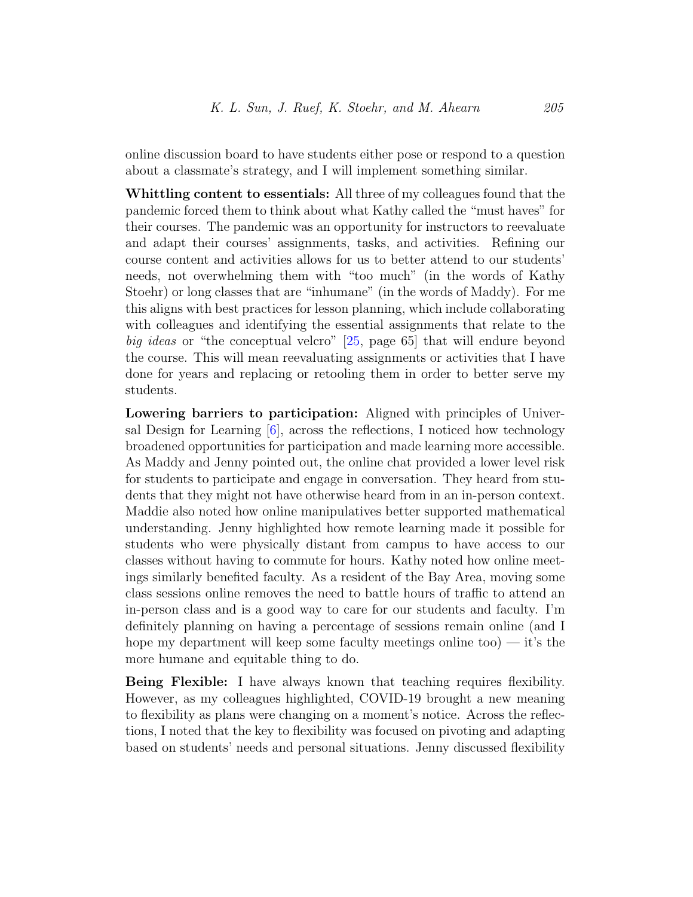online discussion board to have students either pose or respond to a question about a classmate's strategy, and I will implement something similar.

**Whittling content to essentials:** All three of my colleagues found that the pandemic forced them to think about what Kathy called the "must haves" for their courses. The pandemic was an opportunity for instructors to reevaluate and adapt their courses' assignments, tasks, and activities. Refining our course content and activities allows for us to better attend to our students' needs, not overwhelming them with "too much" (in the words of Kathy Stoehr) or long classes that are "inhumane" (in the words of Maddy). For me this aligns with best practices for lesson planning, which include collaborating with colleagues and identifying the essential assignments that relate to the *big ideas* or "the conceptual velcro" [25, page 65] that will endure beyond the course. This will mean reevaluating assignments or activities that I have done for years and replacing or retooling them in order to better serve my students.

**Lowering barriers to participation:** Aligned with principles of Universal Design for Learning [6], across the reflections, I noticed how technology broadened opportunities for participation and made learning more accessible. As Maddy and Jenny pointed out, the online chat provided a lower level risk for students to participate and engage in conversation. They heard from students that they might not have otherwise heard from in an in-person context. Maddie also noted how online manipulatives better supported mathematical understanding. Jenny highlighted how remote learning made it possible for students who were physically distant from campus to have access to our classes without having to commute for hours. Kathy noted how online meetings similarly benefited faculty. As a resident of the Bay Area, moving some class sessions online removes the need to battle hours of traffic to attend an in-person class and is a good way to care for our students and faculty. I'm definitely planning on having a percentage of sessions remain online (and I hope my department will keep some faculty meetings online too) — it's the more humane and equitable thing to do.

**Being Flexible:** I have always known that teaching requires flexibility. However, as my colleagues highlighted, COVID-19 brought a new meaning to flexibility as plans were changing on a moment's notice. Across the reflections, I noted that the key to flexibility was focused on pivoting and adapting based on students' needs and personal situations. Jenny discussed flexibility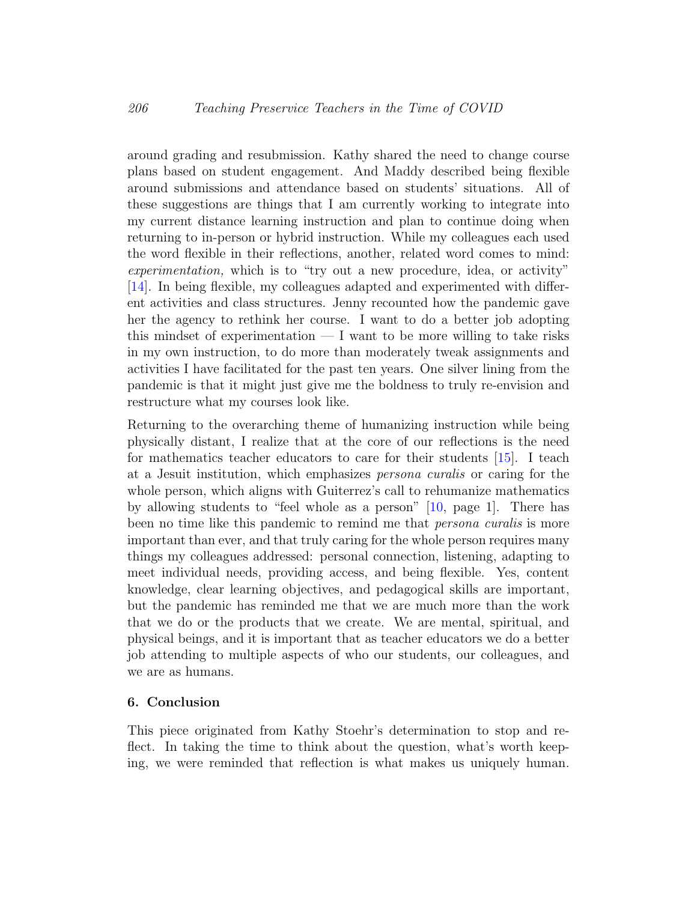around grading and resubmission. Kathy shared the need to change course plans based on student engagement. And Maddy described being flexible around submissions and attendance based on students' situations. All of these suggestions are things that I am currently working to integrate into my current distance learning instruction and plan to continue doing when returning to in-person or hybrid instruction. While my colleagues each used the word flexible in their reflections, another, related word comes to mind: *experimentation,* which is to "try out a new procedure, idea, or activity" [14]. In being flexible, my colleagues adapted and experimented with different activities and class structures. Jenny recounted how the pandemic gave her the agency to rethink her course. I want to do a better job adopting this mindset of experimentation — I want to be more willing to take risks in my own instruction, to do more than moderately tweak assignments and activities I have facilitated for the past ten years. One silver lining from the pandemic is that it might just give me the boldness to truly re-envision and restructure what my courses look like.

Returning to the overarching theme of humanizing instruction while being physically distant, I realize that at the core of our reflections is the need for mathematics teacher educators to care for their students [15]. I teach at a Jesuit institution, which emphasizes *persona curalis* or caring for the whole person, which aligns with Guiterrez's call to rehumanize mathematics by allowing students to "feel whole as a person" [10, page 1]. There has been no time like this pandemic to remind me that *persona curalis* is more important than ever, and that truly caring for the whole person requires many things my colleagues addressed: personal connection, listening, adapting to meet individual needs, providing access, and being flexible. Yes, content knowledge, clear learning objectives, and pedagogical skills are important, but the pandemic has reminded me that we are much more than the work that we do or the products that we create. We are mental, spiritual, and physical beings, and it is important that as teacher educators we do a better job attending to multiple aspects of who our students, our colleagues, and we are as humans.

## 6. Conclusion

This piece originated from Kathy Stoehr's determination to stop and reflect. In taking the time to think about the question, what's worth keeping, we were reminded that reflection is what makes us uniquely human.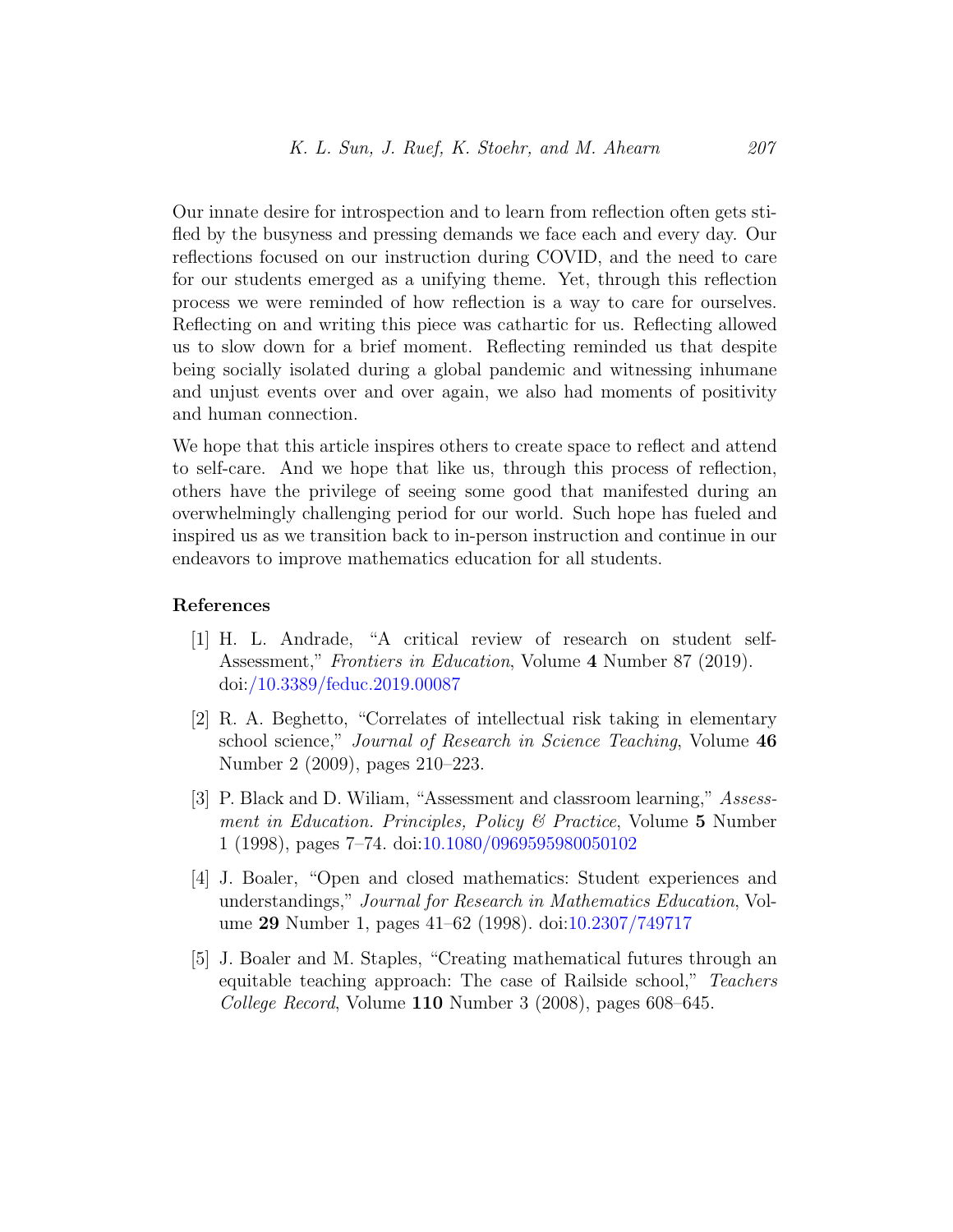Our innate desire for introspection and to learn from reflection often gets stifled by the busyness and pressing demands we face each and every day. Our reflections focused on our instruction during COVID, and the need to care for our students emerged as a unifying theme. Yet, through this reflection process we were reminded of how reflection is a way to care for ourselves. Reflecting on and writing this piece was cathartic for us. Reflecting allowed us to slow down for a brief moment. Reflecting reminded us that despite being socially isolated during a global pandemic and witnessing inhumane and unjust events over and over again, we also had moments of positivity and human connection.

We hope that this article inspires others to create space to reflect and attend to self-care. And we hope that like us, through this process of reflection, others have the privilege of seeing some good that manifested during an overwhelmingly challenging period for our world. Such hope has fueled and inspired us as we transition back to in-person instruction and continue in our endeavors to improve mathematics education for all students.

## References

[1] H. L. Andrade, "A critical review of research on student self-Assessment," *Frontiers in Education*, Volume **4** Number 87 (2019). doi:/10.3389/feduc.2019.00087

[2] R. A. Beghetto, "Correlates of intellectual risk taking in elementary school science," *Journal of Research in Science Teaching*, Volume **46** Number 2 (2009), pages 210–223.

[3] P. Black and D. Wiliam, "Assessment and classroom learning," *Assessment in Education. Principles, Policy & Practice*, Volume **5** Number 1 (1998), pages 7–74. doi:10.1080/0969595980050102

[4] J. Boaler, "Open and closed mathematics: Student experiences and understandings," *Journal for Research in Mathematics Education*, Volume **29** Number 1, pages 41–62 (1998). doi:10.2307/749717

[5] J. Boaler and M. Staples, "Creating mathematical futures through an equitable teaching approach: The case of Railside school," *Teachers College Record*, Volume **110** Number 3 (2008), pages 608–645.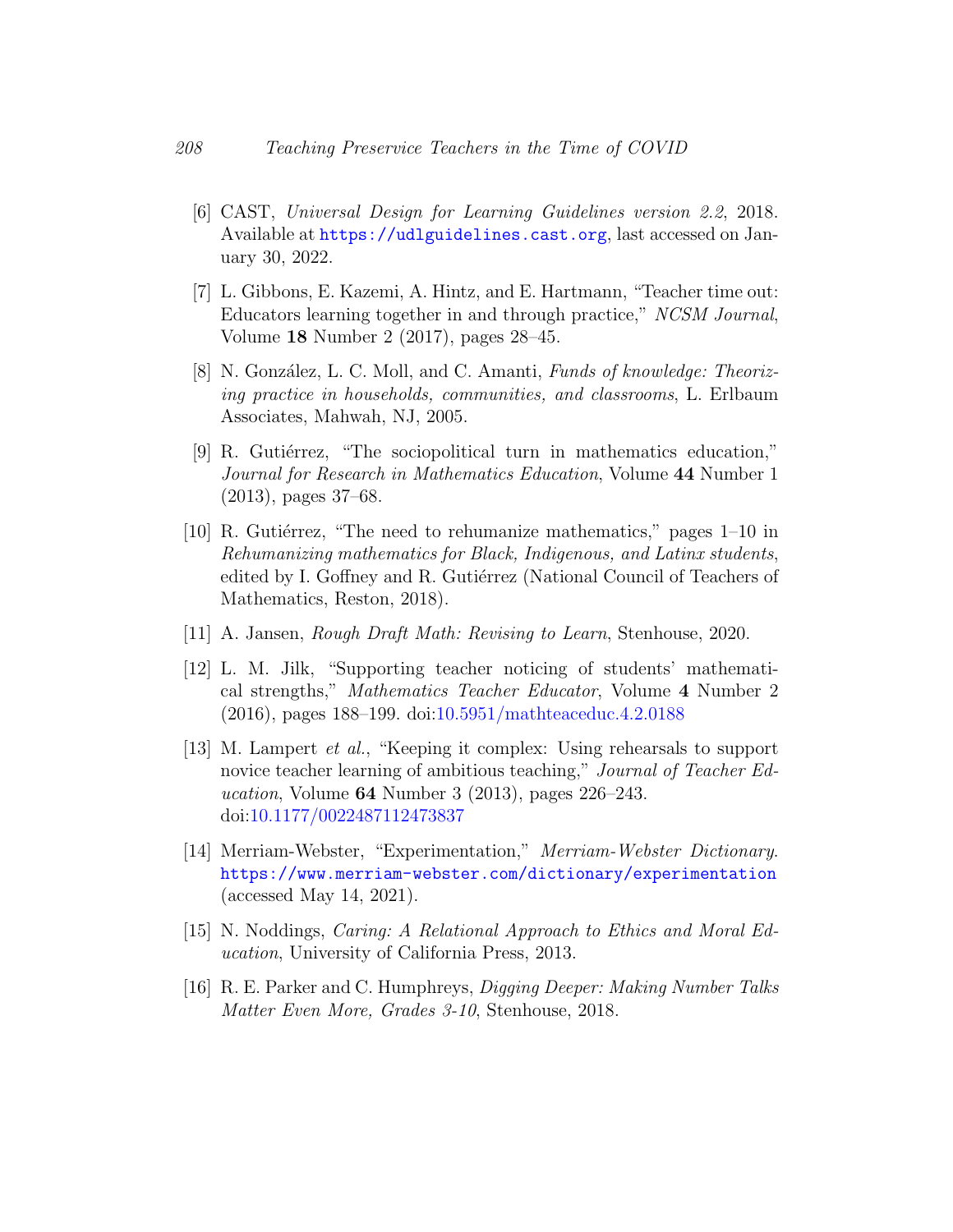[6] CAST, *Universal Design for Learning Guidelines version 2.2*, 2018. Available at https://udlguidelines.cast.org, last accessed on January 30, 2022.

[7] L. Gibbons, E. Kazemi, A. Hintz, and E. Hartmann, "Teacher time out: Educators learning together in and through practice," *NCSM Journal*, Volume **18** Number 2 (2017), pages 28–45.

[8] N. González, L. C. Moll, and C. Amanti, *Funds of knowledge: Theorizing practice in households, communities, and classrooms*, L. Erlbaum Associates, Mahwah, NJ, 2005.

[9] R. Gutiérrez, "The sociopolitical turn in mathematics education," *Journal for Research in Mathematics Education*, Volume **44** Number 1 (2013), pages 37–68.

[10] R. Gutiérrez, "The need to rehumanize mathematics," pages 1–10 in *Rehumanizing mathematics for Black, Indigenous, and Latinx students*, edited by I. Goffney and R. Gutiérrez (National Council of Teachers of Mathematics, Reston, 2018).

[11] A. Jansen, *Rough Draft Math: Revising to Learn*, Stenhouse, 2020.

[12] L. M. Jilk, "Supporting teacher noticing of students' mathematical strengths," *Mathematics Teacher Educator*, Volume **4** Number 2 (2016), pages 188–199. doi:10.5951/mathteaceduc.4.2.0188

[13] M. Lampert *et al.*, "Keeping it complex: Using rehearsals to support novice teacher learning of ambitious teaching," *Journal of Teacher Education*, Volume **64** Number 3 (2013), pages 226–243. doi:10.1177/0022487112473837

[14] Merriam-Webster, "Experimentation," *Merriam-Webster Dictionary*. https://www.merriam-webster.com/dictionary/experimentation (accessed May 14, 2021).

[15] N. Noddings, *Caring: A Relational Approach to Ethics and Moral Education*, University of California Press, 2013.

[16] R. E. Parker and C. Humphreys, *Digging Deeper: Making Number Talks Matter Even More, Grades 3-10*, Stenhouse, 2018.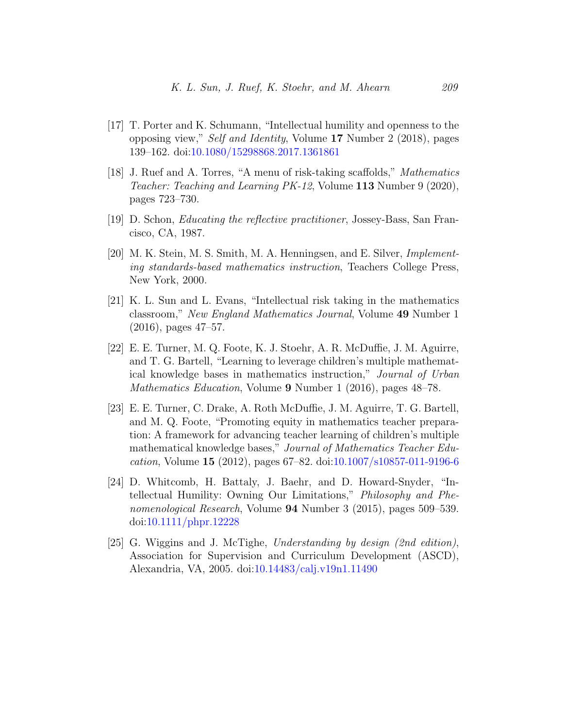[17] T. Porter and K. Schumann, "Intellectual humility and openness to the opposing view," *Self and Identity*, Volume **17** Number 2 (2018), pages 139–162. doi:10.1080/15298868.2017.1361861

[18] J. Ruef and A. Torres, "A menu of risk-taking scaffolds," *Mathematics Teacher: Teaching and Learning PK-12*, Volume **113** Number 9 (2020), pages 723–730.

[19] D. Schon, *Educating the reflective practitioner*, Jossey-Bass, San Francisco, CA, 1987.

[20] M. K. Stein, M. S. Smith, M. A. Henningsen, and E. Silver, *Implementing standards-based mathematics instruction*, Teachers College Press, New York, 2000.

[21] K. L. Sun and L. Evans, "Intellectual risk taking in the mathematics classroom," *New England Mathematics Journal*, Volume **49** Number 1 (2016), pages 47–57.

[22] E. E. Turner, M. Q. Foote, K. J. Stoehr, A. R. McDuffie, J. M. Aguirre, and T. G. Bartell, "Learning to leverage children's multiple mathematical knowledge bases in mathematics instruction," *Journal of Urban Mathematics Education*, Volume **9** Number 1 (2016), pages 48–78.

[23] E. E. Turner, C. Drake, A. Roth McDuffie, J. M. Aguirre, T. G. Bartell, and M. Q. Foote, "Promoting equity in mathematics teacher preparation: A framework for advancing teacher learning of children's multiple mathematical knowledge bases," *Journal of Mathematics Teacher Education*, Volume **15** (2012), pages 67–82. doi:10.1007/s10857-011-9196-6

[24] D. Whitcomb, H. Battaly, J. Baehr, and D. Howard-Snyder, "Intellectual Humility: Owning Our Limitations," *Philosophy and Phenomenological Research*, Volume **94** Number 3 (2015), pages 509–539. doi:10.1111/phpr.12228

[25] G. Wiggins and J. McTighe, *Understanding by design (2nd edition)*, Association for Supervision and Curriculum Development (ASCD), Alexandria, VA, 2005. doi:10.14483/calj.v19n1.11490